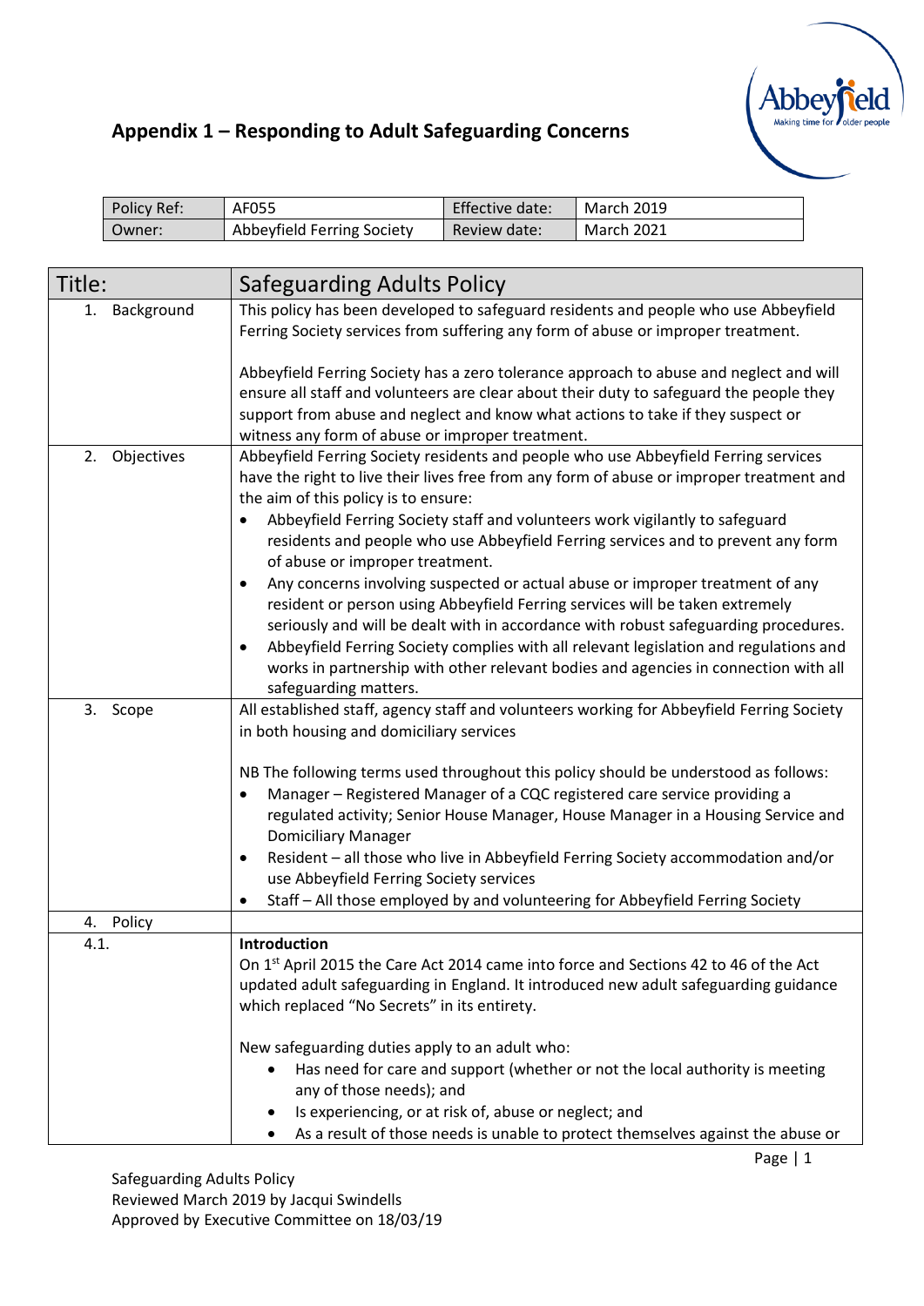# Appendix 1 – Responding to Adult Safeguarding Concerns

| | | | |
|---|---|---|---|
| Policy Ref: | AF055 | Effective date: | March 2019 |
| Owner: | Abbeyfield Ferring Society | Review date: | March 2021 |

| Title: | Safeguarding Adults Policy |
|---|---|
| 1. Background | This policy has been developed to safeguard residents and people who use Abbeyfield Ferring Society services from suffering any form of abuse or improper treatment.<br><br>Abbeyfield Ferring Society has a zero tolerance approach to abuse and neglect and will ensure all staff and volunteers are clear about their duty to safeguard the people they support from abuse and neglect and know what actions to take if they suspect or witness any form of abuse or improper treatment. |
| 2. Objectives | Abbeyfield Ferring Society residents and people who use Abbeyfield Ferring services have the right to live their lives free from any form of abuse or improper treatment and the aim of this policy is to ensure:<br>• Abbeyfield Ferring Society staff and volunteers work vigilantly to safeguard residents and people who use Abbeyfield Ferring services and to prevent any form of abuse or improper treatment.<br>• Any concerns involving suspected or actual abuse or improper treatment of any resident or person using Abbeyfield Ferring services will be taken extremely seriously and will be dealt with in accordance with robust safeguarding procedures.<br>• Abbeyfield Ferring Society complies with all relevant legislation and regulations and works in partnership with other relevant bodies and agencies in connection with all safeguarding matters. |
| 3. Scope | All established staff, agency staff and volunteers working for Abbeyfield Ferring Society in both housing and domiciliary services<br><br>NB The following terms used throughout this policy should be understood as follows:<br>• Manager – Registered Manager of a CQC registered care service providing a regulated activity; Senior House Manager, House Manager in a Housing Service and Domiciliary Manager<br>• Resident – all those who live in Abbeyfield Ferring Society accommodation and/or use Abbeyfield Ferring Society services<br>• Staff – All those employed by and volunteering for Abbeyfield Ferring Society |
| 4. Policy | |
| 4.1. | **Introduction**<br>On 1st April 2015 the Care Act 2014 came into force and Sections 42 to 46 of the Act updated adult safeguarding in England. It introduced new adult safeguarding guidance which replaced "No Secrets" in its entirety.<br><br>New safeguarding duties apply to an adult who:<br>• Has need for care and support (whether or not the local authority is meeting any of those needs); and<br>• Is experiencing, or at risk of, abuse or neglect; and<br>• As a result of those needs is unable to protect themselves against the abuse or |

Safeguarding Adults Policy
Reviewed March 2019 by Jacqui Swindells
Approved by Executive Committee on 18/03/19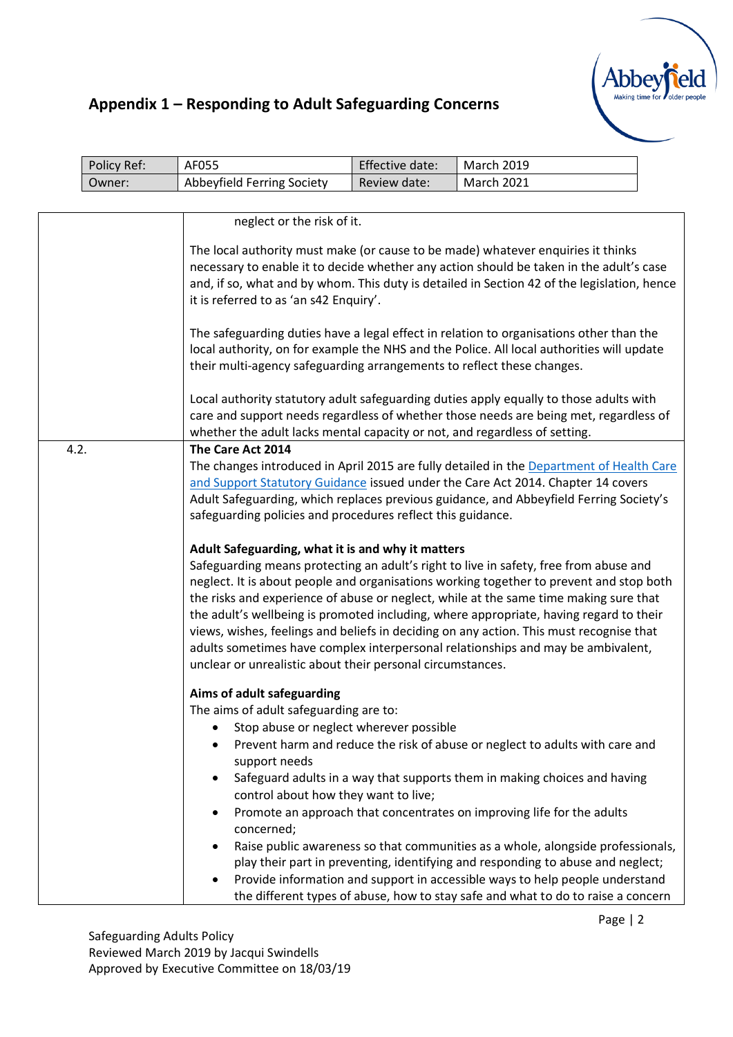## Appendix 1 – Responding to Adult Safeguarding Concerns

| Policy Ref: | AF055 | Effective date: | March 2019 |
|---|---|---|---|
| Owner: | Abbeyfield Ferring Society | Review date: | March 2021 |

neglect or the risk of it.

The local authority must make (or cause to be made) whatever enquiries it thinks necessary to enable it to decide whether any action should be taken in the adult's case and, if so, what and by whom. This duty is detailed in Section 42 of the legislation, hence it is referred to as 'an s42 Enquiry'.

The safeguarding duties have a legal effect in relation to organisations other than the local authority, on for example the NHS and the Police. All local authorities will update their multi-agency safeguarding arrangements to reflect these changes.

Local authority statutory adult safeguarding duties apply equally to those adults with care and support needs regardless of whether those needs are being met, regardless of whether the adult lacks mental capacity or not, and regardless of setting.

### 4.2. The Care Act 2014

The changes introduced in April 2015 are fully detailed in the Department of Health Care and Support Statutory Guidance issued under the Care Act 2014. Chapter 14 covers Adult Safeguarding, which replaces previous guidance, and Abbeyfield Ferring Society's safeguarding policies and procedures reflect this guidance.

**Adult Safeguarding, what it is and why it matters**

Safeguarding means protecting an adult's right to live in safety, free from abuse and neglect. It is about people and organisations working together to prevent and stop both the risks and experience of abuse or neglect, while at the same time making sure that the adult's wellbeing is promoted including, where appropriate, having regard to their views, wishes, feelings and beliefs in deciding on any action. This must recognise that adults sometimes have complex interpersonal relationships and may be ambivalent, unclear or unrealistic about their personal circumstances.

**Aims of adult safeguarding**

The aims of adult safeguarding are to:

- Stop abuse or neglect wherever possible
- Prevent harm and reduce the risk of abuse or neglect to adults with care and support needs
- Safeguard adults in a way that supports them in making choices and having control about how they want to live;
- Promote an approach that concentrates on improving life for the adults concerned;
- Raise public awareness so that communities as a whole, alongside professionals, play their part in preventing, identifying and responding to abuse and neglect;
- Provide information and support in accessible ways to help people understand the different types of abuse, how to stay safe and what to do to raise a concern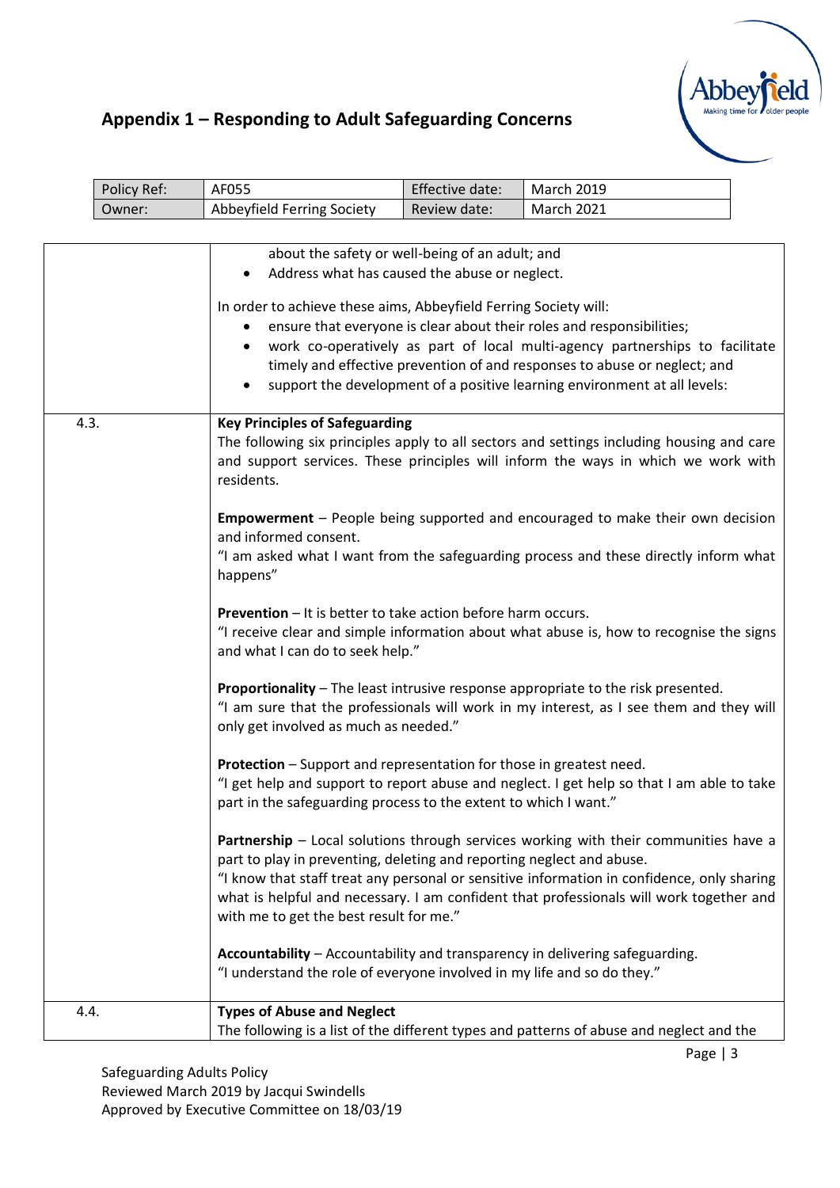## Appendix 1 – Responding to Adult Safeguarding Concerns

| | | | |
|---|---|---|---|
| Policy Ref: | AF055 | Effective date: | March 2019 |
| Owner: | Abbeyfield Ferring Society | Review date: | March 2021 |

| | |
|---|---|
| | about the safety or well-being of an adult; and<br>• Address what has caused the abuse or neglect.<br><br>In order to achieve these aims, Abbeyfield Ferring Society will:<br>• ensure that everyone is clear about their roles and responsibilities;<br>• work co-operatively as part of local multi-agency partnerships to facilitate timely and effective prevention of and responses to abuse or neglect; and<br>• support the development of a positive learning environment at all levels: |
| 4.3. | **Key Principles of Safeguarding**<br>The following six principles apply to all sectors and settings including housing and care and support services. These principles will inform the ways in which we work with residents.<br><br>**Empowerment** – People being supported and encouraged to make their own decision and informed consent.<br>"I am asked what I want from the safeguarding process and these directly inform what happens"<br><br>**Prevention** – It is better to take action before harm occurs.<br>"I receive clear and simple information about what abuse is, how to recognise the signs and what I can do to seek help."<br><br>**Proportionality** – The least intrusive response appropriate to the risk presented.<br>"I am sure that the professionals will work in my interest, as I see them and they will only get involved as much as needed."<br><br>**Protection** – Support and representation for those in greatest need.<br>"I get help and support to report abuse and neglect. I get help so that I am able to take part in the safeguarding process to the extent to which I want."<br><br>**Partnership** – Local solutions through services working with their communities have a part to play in preventing, deleting and reporting neglect and abuse.<br>"I know that staff treat any personal or sensitive information in confidence, only sharing what is helpful and necessary. I am confident that professionals will work together and with me to get the best result for me."<br><br>**Accountability** – Accountability and transparency in delivering safeguarding.<br>"I understand the role of everyone involved in my life and so do they." |
| 4.4. | **Types of Abuse and Neglect**<br>The following is a list of the different types and patterns of abuse and neglect and the |

Safeguarding Adults Policy
Reviewed March 2019 by Jacqui Swindells
Approved by Executive Committee on 18/03/19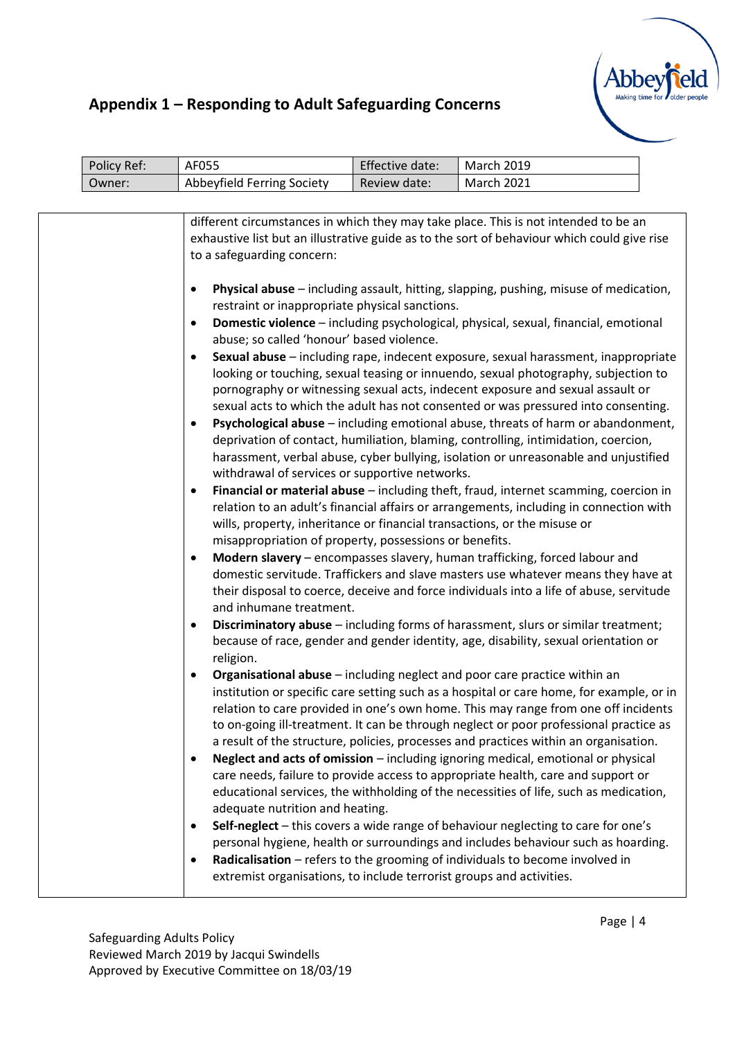## Appendix 1 – Responding to Adult Safeguarding Concerns

| Policy Ref: | AF055 | Effective date: | March 2019 |
|---|---|---|---|
| Owner: | Abbeyfield Ferring Society | Review date: | March 2021 |

| | |
|---|---|
| | different circumstances in which they may take place. This is not intended to be an exhaustive list but an illustrative guide as to the sort of behaviour which could give rise to a safeguarding concern:<br><br>• **Physical abuse** – including assault, hitting, slapping, pushing, misuse of medication, restraint or inappropriate physical sanctions.<br>• **Domestic violence** – including psychological, physical, sexual, financial, emotional abuse; so called 'honour' based violence.<br>• **Sexual abuse** – including rape, indecent exposure, sexual harassment, inappropriate looking or touching, sexual teasing or innuendo, sexual photography, subjection to pornography or witnessing sexual acts, indecent exposure and sexual assault or sexual acts to which the adult has not consented or was pressured into consenting.<br>• **Psychological abuse** – including emotional abuse, threats of harm or abandonment, deprivation of contact, humiliation, blaming, controlling, intimidation, coercion, harassment, verbal abuse, cyber bullying, isolation or unreasonable and unjustified withdrawal of services or supportive networks.<br>• **Financial or material abuse** – including theft, fraud, internet scamming, coercion in relation to an adult's financial affairs or arrangements, including in connection with wills, property, inheritance or financial transactions, or the misuse or misappropriation of property, possessions or benefits.<br>• **Modern slavery** – encompasses slavery, human trafficking, forced labour and domestic servitude. Traffickers and slave masters use whatever means they have at their disposal to coerce, deceive and force individuals into a life of abuse, servitude and inhumane treatment.<br>• **Discriminatory abuse** – including forms of harassment, slurs or similar treatment; because of race, gender and gender identity, age, disability, sexual orientation or religion.<br>• **Organisational abuse** – including neglect and poor care practice within an institution or specific care setting such as a hospital or care home, for example, or in relation to care provided in one's own home. This may range from one off incidents to on-going ill-treatment. It can be through neglect or poor professional practice as a result of the structure, policies, processes and practices within an organisation.<br>• **Neglect and acts of omission** – including ignoring medical, emotional or physical care needs, failure to provide access to appropriate health, care and support or educational services, the withholding of the necessities of life, such as medication, adequate nutrition and heating.<br>• **Self-neglect** – this covers a wide range of behaviour neglecting to care for one's personal hygiene, health or surroundings and includes behaviour such as hoarding.<br>• **Radicalisation** – refers to the grooming of individuals to become involved in extremist organisations, to include terrorist groups and activities. |

Safeguarding Adults Policy
Reviewed March 2019 by Jacqui Swindells
Approved by Executive Committee on 18/03/19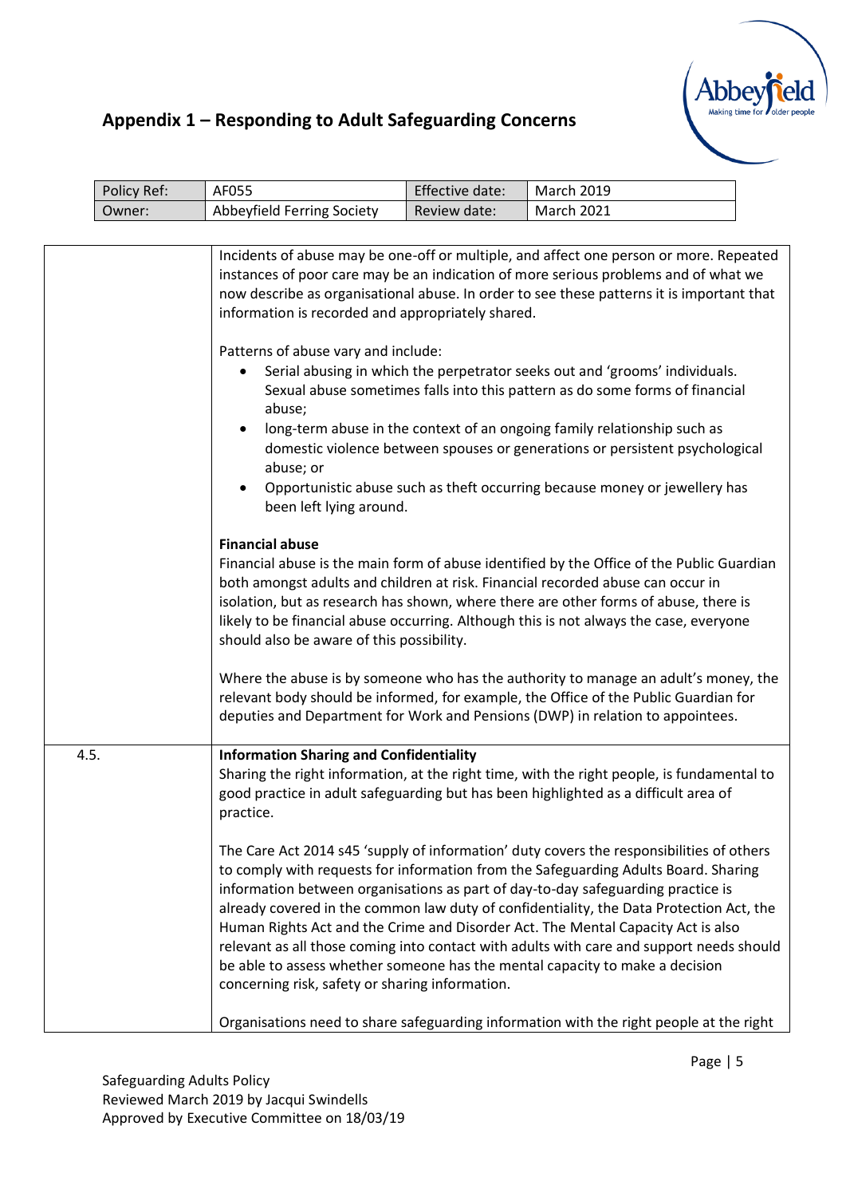## Appendix 1 – Responding to Adult Safeguarding Concerns

| | | | |
|---|---|---|---|
| Policy Ref: | AF055 | Effective date: | March 2019 |
| Owner: | Abbeyfield Ferring Society | Review date: | March 2021 |

| | |
|---|---|
| | Incidents of abuse may be one-off or multiple, and affect one person or more. Repeated instances of poor care may be an indication of more serious problems and of what we now describe as organisational abuse. In order to see these patterns it is important that information is recorded and appropriately shared.<br><br>Patterns of abuse vary and include:<br>• Serial abusing in which the perpetrator seeks out and 'grooms' individuals. Sexual abuse sometimes falls into this pattern as do some forms of financial abuse;<br>• long-term abuse in the context of an ongoing family relationship such as domestic violence between spouses or generations or persistent psychological abuse; or<br>• Opportunistic abuse such as theft occurring because money or jewellery has been left lying around.<br><br>**Financial abuse**<br>Financial abuse is the main form of abuse identified by the Office of the Public Guardian both amongst adults and children at risk. Financial recorded abuse can occur in isolation, but as research has shown, where there are other forms of abuse, there is likely to be financial abuse occurring. Although this is not always the case, everyone should also be aware of this possibility.<br><br>Where the abuse is by someone who has the authority to manage an adult's money, the relevant body should be informed, for example, the Office of the Public Guardian for deputies and Department for Work and Pensions (DWP) in relation to appointees. |
| 4.5. | **Information Sharing and Confidentiality**<br>Sharing the right information, at the right time, with the right people, is fundamental to good practice in adult safeguarding but has been highlighted as a difficult area of practice.<br><br>The Care Act 2014 s45 'supply of information' duty covers the responsibilities of others to comply with requests for information from the Safeguarding Adults Board. Sharing information between organisations as part of day-to-day safeguarding practice is already covered in the common law duty of confidentiality, the Data Protection Act, the Human Rights Act and the Crime and Disorder Act. The Mental Capacity Act is also relevant as all those coming into contact with adults with care and support needs should be able to assess whether someone has the mental capacity to make a decision concerning risk, safety or sharing information.<br><br>Organisations need to share safeguarding information with the right people at the right |

Safeguarding Adults Policy
Reviewed March 2019 by Jacqui Swindells
Approved by Executive Committee on 18/03/19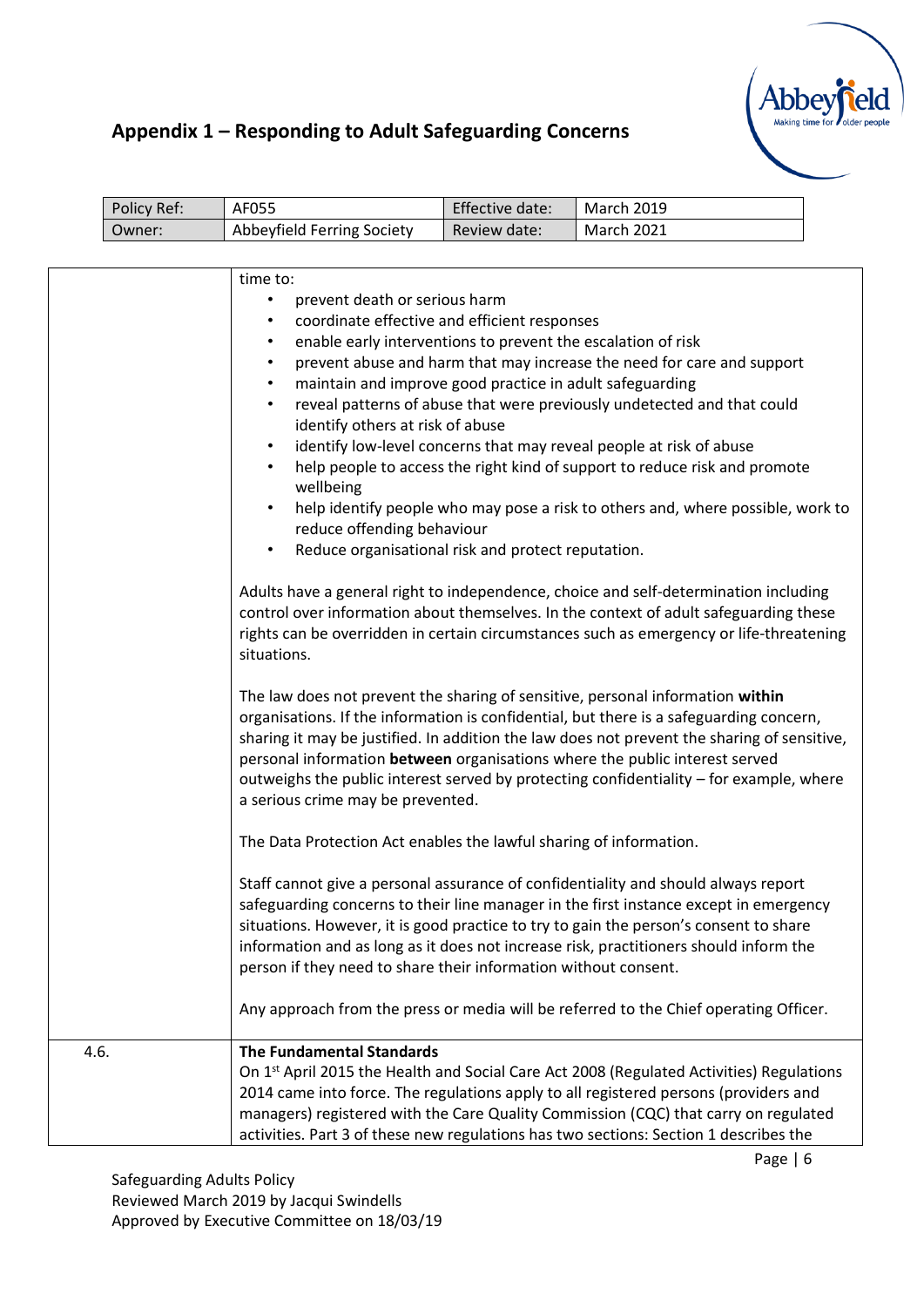## Appendix 1 – Responding to Adult Safeguarding Concerns

| Policy Ref: | AF055 | Effective date: | March 2019 |
|---|---|---|---|
| Owner: | Abbeyfield Ferring Society | Review date: | March 2021 |

| | |
|---|---|
| | time to:<br>• prevent death or serious harm<br>• coordinate effective and efficient responses<br>• enable early interventions to prevent the escalation of risk<br>• prevent abuse and harm that may increase the need for care and support<br>• maintain and improve good practice in adult safeguarding<br>• reveal patterns of abuse that were previously undetected and that could identify others at risk of abuse<br>• identify low-level concerns that may reveal people at risk of abuse<br>• help people to access the right kind of support to reduce risk and promote wellbeing<br>• help identify people who may pose a risk to others and, where possible, work to reduce offending behaviour<br>• Reduce organisational risk and protect reputation.<br><br>Adults have a general right to independence, choice and self-determination including control over information about themselves. In the context of adult safeguarding these rights can be overridden in certain circumstances such as emergency or life-threatening situations.<br><br>The law does not prevent the sharing of sensitive, personal information **within** organisations. If the information is confidential, but there is a safeguarding concern, sharing it may be justified. In addition the law does not prevent the sharing of sensitive, personal information **between** organisations where the public interest served outweighs the public interest served by protecting confidentiality – for example, where a serious crime may be prevented.<br><br>The Data Protection Act enables the lawful sharing of information.<br><br>Staff cannot give a personal assurance of confidentiality and should always report safeguarding concerns to their line manager in the first instance except in emergency situations. However, it is good practice to try to gain the person's consent to share information and as long as it does not increase risk, practitioners should inform the person if they need to share their information without consent.<br><br>Any approach from the press or media will be referred to the Chief operating Officer. |
| 4.6. | **The Fundamental Standards**<br>On 1st April 2015 the Health and Social Care Act 2008 (Regulated Activities) Regulations 2014 came into force. The regulations apply to all registered persons (providers and managers) registered with the Care Quality Commission (CQC) that carry on regulated activities. Part 3 of these new regulations has two sections: Section 1 describes the |

Safeguarding Adults Policy
Reviewed March 2019 by Jacqui Swindells
Approved by Executive Committee on 18/03/19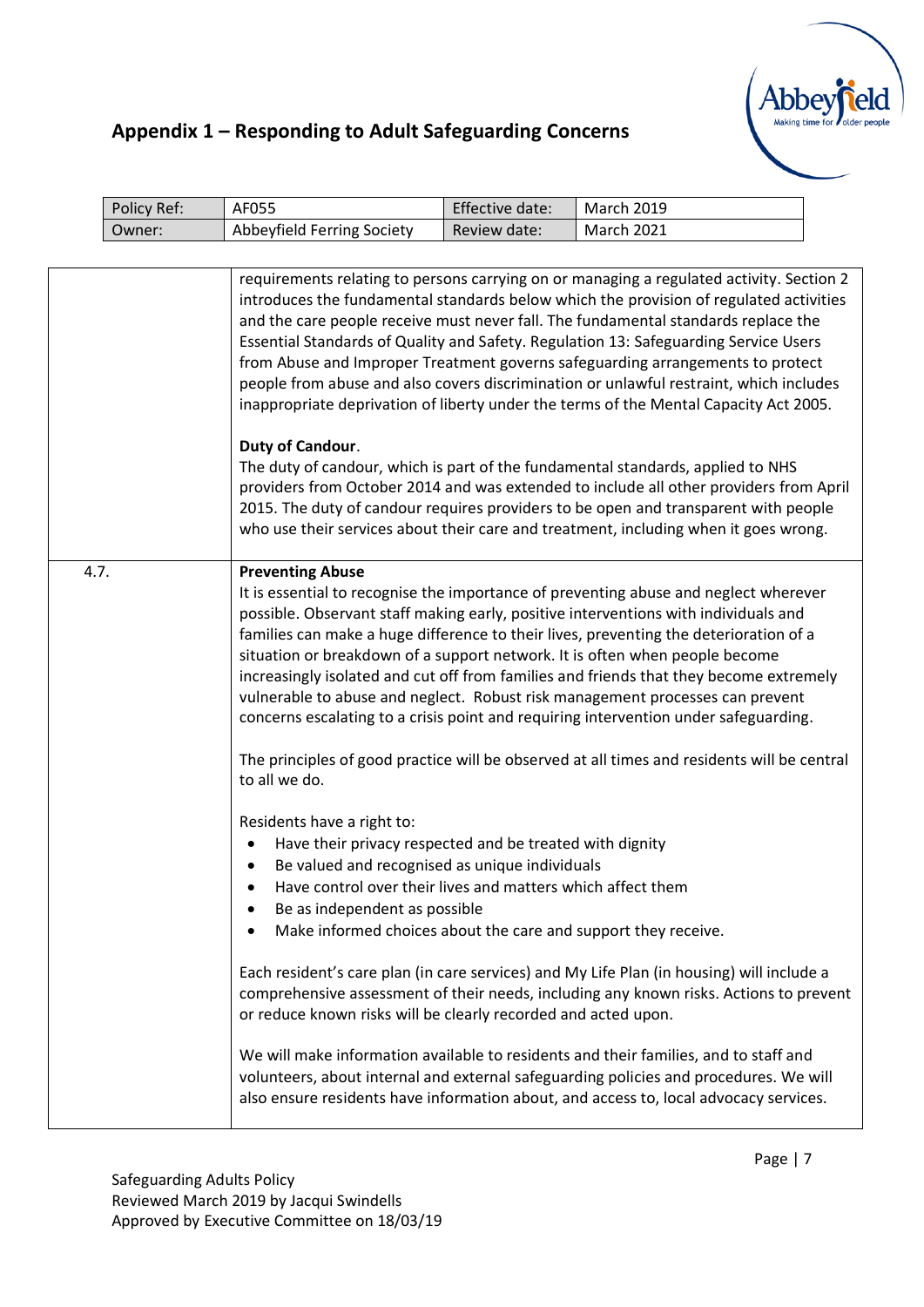## Appendix 1 – Responding to Adult Safeguarding Concerns

| | | | |
|---|---|---|---|
| Policy Ref: | AF055 | Effective date: | March 2019 |
| Owner: | Abbeyfield Ferring Society | Review date: | March 2021 |

| | |
|---|---|
| | requirements relating to persons carrying on or managing a regulated activity. Section 2 introduces the fundamental standards below which the provision of regulated activities and the care people receive must never fall. The fundamental standards replace the Essential Standards of Quality and Safety. Regulation 13: Safeguarding Service Users from Abuse and Improper Treatment governs safeguarding arrangements to protect people from abuse and also covers discrimination or unlawful restraint, which includes inappropriate deprivation of liberty under the terms of the Mental Capacity Act 2005.<br><br>**Duty of Candour**.<br>The duty of candour, which is part of the fundamental standards, applied to NHS providers from October 2014 and was extended to include all other providers from April 2015. The duty of candour requires providers to be open and transparent with people who use their services about their care and treatment, including when it goes wrong. |
| 4.7. | **Preventing Abuse**<br>It is essential to recognise the importance of preventing abuse and neglect wherever possible. Observant staff making early, positive interventions with individuals and families can make a huge difference to their lives, preventing the deterioration of a situation or breakdown of a support network. It is often when people become increasingly isolated and cut off from families and friends that they become extremely vulnerable to abuse and neglect. Robust risk management processes can prevent concerns escalating to a crisis point and requiring intervention under safeguarding.<br><br>The principles of good practice will be observed at all times and residents will be central to all we do.<br><br>Residents have a right to:<br>• Have their privacy respected and be treated with dignity<br>• Be valued and recognised as unique individuals<br>• Have control over their lives and matters which affect them<br>• Be as independent as possible<br>• Make informed choices about the care and support they receive.<br><br>Each resident's care plan (in care services) and My Life Plan (in housing) will include a comprehensive assessment of their needs, including any known risks. Actions to prevent or reduce known risks will be clearly recorded and acted upon.<br><br>We will make information available to residents and their families, and to staff and volunteers, about internal and external safeguarding policies and procedures. We will also ensure residents have information about, and access to, local advocacy services. |

Safeguarding Adults Policy
Reviewed March 2019 by Jacqui Swindells
Approved by Executive Committee on 18/03/19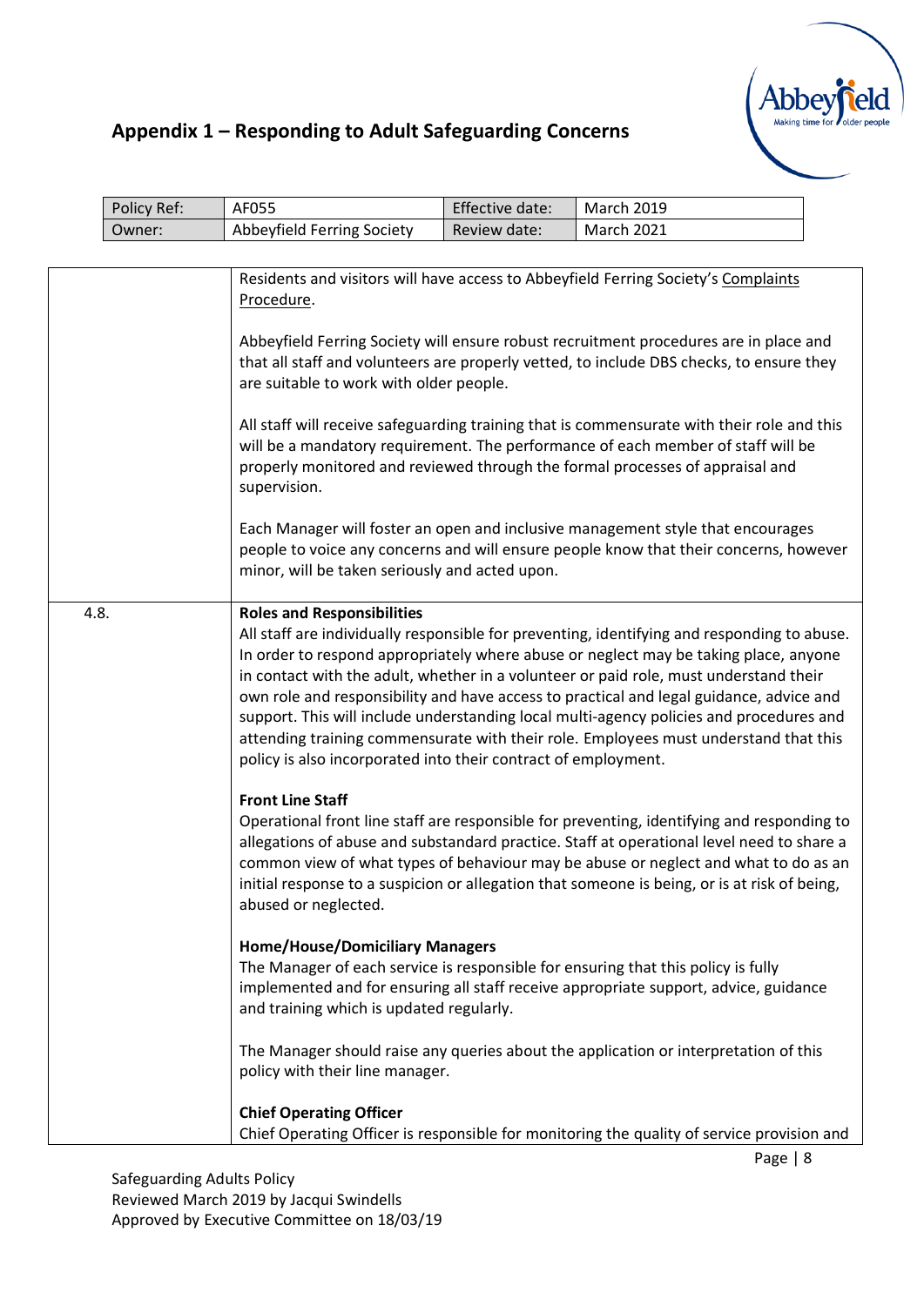## Appendix 1 – Responding to Adult Safeguarding Concerns

| | | | |
|---|---|---|---|
| Policy Ref: | AF055 | Effective date: | March 2019 |
| Owner: | Abbeyfield Ferring Society | Review date: | March 2021 |

| | |
|---|---|
| | Residents and visitors will have access to Abbeyfield Ferring Society's Complaints Procedure.<br><br>Abbeyfield Ferring Society will ensure robust recruitment procedures are in place and that all staff and volunteers are properly vetted, to include DBS checks, to ensure they are suitable to work with older people.<br><br>All staff will receive safeguarding training that is commensurate with their role and this will be a mandatory requirement. The performance of each member of staff will be properly monitored and reviewed through the formal processes of appraisal and supervision.<br><br>Each Manager will foster an open and inclusive management style that encourages people to voice any concerns and will ensure people know that their concerns, however minor, will be taken seriously and acted upon. |
| 4.8. | **Roles and Responsibilities**<br>All staff are individually responsible for preventing, identifying and responding to abuse. In order to respond appropriately where abuse or neglect may be taking place, anyone in contact with the adult, whether in a volunteer or paid role, must understand their own role and responsibility and have access to practical and legal guidance, advice and support. This will include understanding local multi-agency policies and procedures and attending training commensurate with their role. Employees must understand that this policy is also incorporated into their contract of employment.<br><br>**Front Line Staff**<br>Operational front line staff are responsible for preventing, identifying and responding to allegations of abuse and substandard practice. Staff at operational level need to share a common view of what types of behaviour may be abuse or neglect and what to do as an initial response to a suspicion or allegation that someone is being, or is at risk of being, abused or neglected.<br><br>**Home/House/Domiciliary Managers**<br>The Manager of each service is responsible for ensuring that this policy is fully implemented and for ensuring all staff receive appropriate support, advice, guidance and training which is updated regularly.<br><br>The Manager should raise any queries about the application or interpretation of this policy with their line manager.<br><br>**Chief Operating Officer**<br>Chief Operating Officer is responsible for monitoring the quality of service provision and |

Safeguarding Adults Policy
Reviewed March 2019 by Jacqui Swindells
Approved by Executive Committee on 18/03/19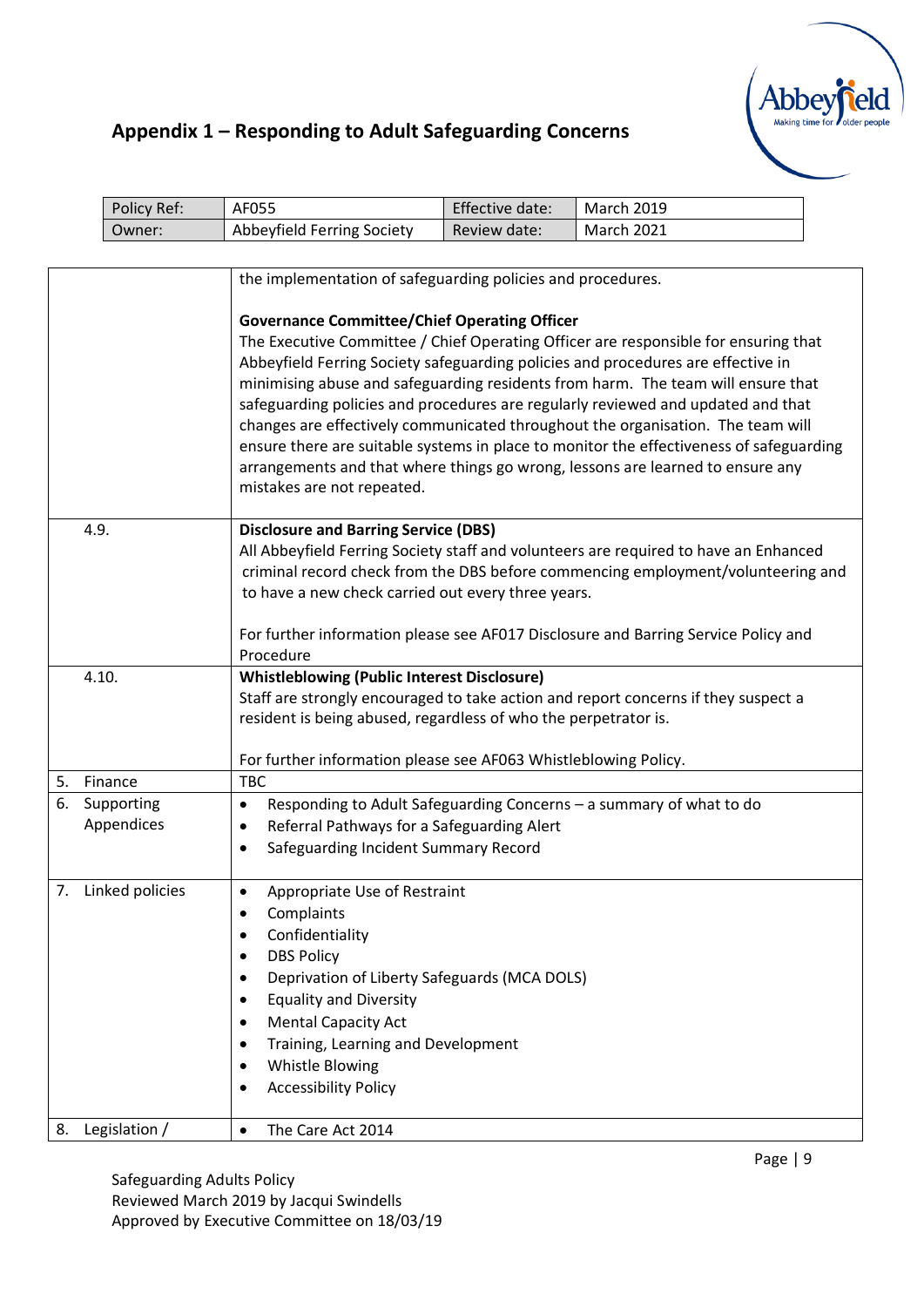## Appendix 1 – Responding to Adult Safeguarding Concerns

| | | | |
|---|---|---|---|
| Policy Ref: | AF055 | Effective date: | March 2019 |
| Owner: | Abbeyfield Ferring Society | Review date: | March 2021 |

| | |
|---|---|
| | the implementation of safeguarding policies and procedures.<br><br>**Governance Committee/Chief Operating Officer**<br>The Executive Committee / Chief Operating Officer are responsible for ensuring that Abbeyfield Ferring Society safeguarding policies and procedures are effective in minimising abuse and safeguarding residents from harm. The team will ensure that safeguarding policies and procedures are regularly reviewed and updated and that changes are effectively communicated throughout the organisation. The team will ensure there are suitable systems in place to monitor the effectiveness of safeguarding arrangements and that where things go wrong, lessons are learned to ensure any mistakes are not repeated. |
| 4.9. | **Disclosure and Barring Service (DBS)**<br>All Abbeyfield Ferring Society staff and volunteers are required to have an Enhanced criminal record check from the DBS before commencing employment/volunteering and to have a new check carried out every three years.<br><br>For further information please see AF017 Disclosure and Barring Service Policy and Procedure |
| 4.10. | **Whistleblowing (Public Interest Disclosure)**<br>Staff are strongly encouraged to take action and report concerns if they suspect a resident is being abused, regardless of who the perpetrator is.<br><br>For further information please see AF063 Whistleblowing Policy. |
| 5. Finance | TBC |
| 6. Supporting Appendices | • Responding to Adult Safeguarding Concerns – a summary of what to do<br>• Referral Pathways for a Safeguarding Alert<br>• Safeguarding Incident Summary Record |
| 7. Linked policies | • Appropriate Use of Restraint<br>• Complaints<br>• Confidentiality<br>• DBS Policy<br>• Deprivation of Liberty Safeguards (MCA DOLS)<br>• Equality and Diversity<br>• Mental Capacity Act<br>• Training, Learning and Development<br>• Whistle Blowing<br>• Accessibility Policy |
| 8. Legislation / | • The Care Act 2014 |

Safeguarding Adults Policy
Reviewed March 2019 by Jacqui Swindells
Approved by Executive Committee on 18/03/19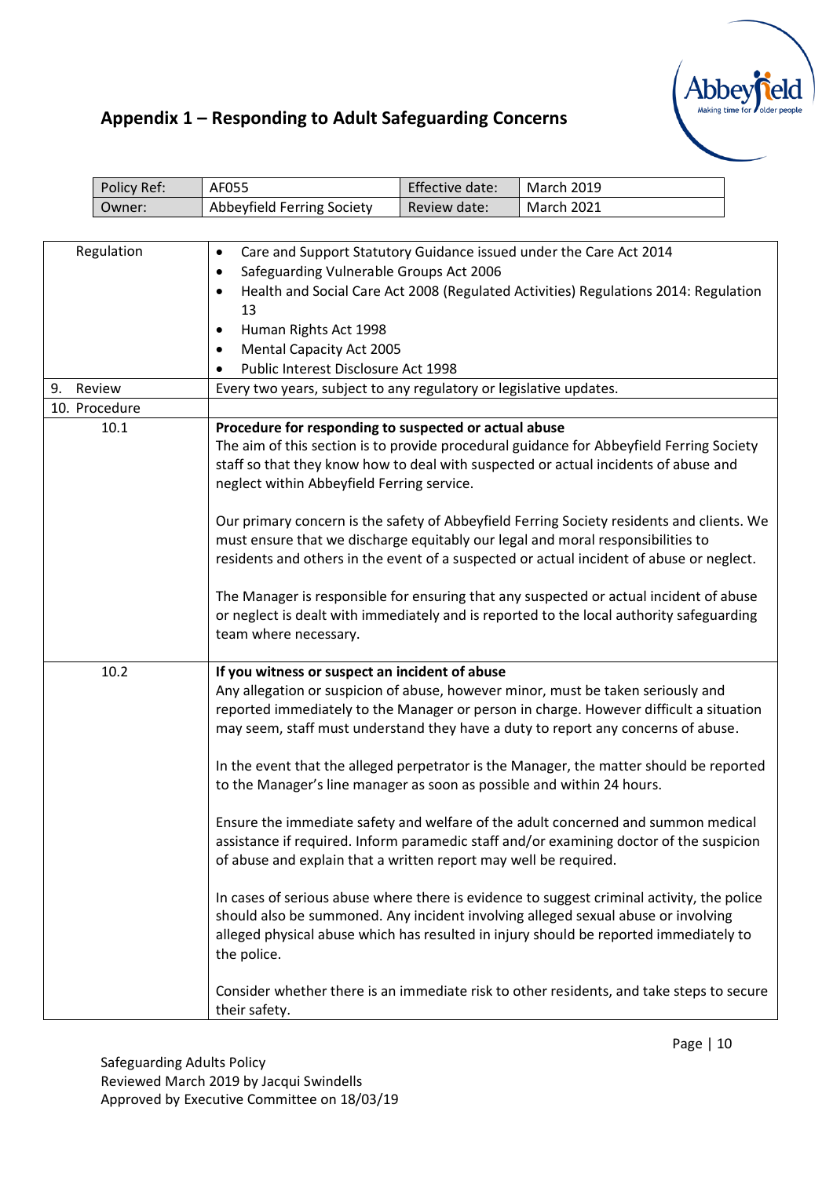## Appendix 1 – Responding to Adult Safeguarding Concerns

| | | | |
|---|---|---|---|
| Policy Ref: | AF055 | Effective date: | March 2019 |
| Owner: | Abbeyfield Ferring Society | Review date: | March 2021 |

| | |
|---|---|
| Regulation | • Care and Support Statutory Guidance issued under the Care Act 2014<br>• Safeguarding Vulnerable Groups Act 2006<br>• Health and Social Care Act 2008 (Regulated Activities) Regulations 2014: Regulation 13<br>• Human Rights Act 1998<br>• Mental Capacity Act 2005<br>• Public Interest Disclosure Act 1998 |
| 9. Review | Every two years, subject to any regulatory or legislative updates. |
| 10. Procedure | |
| 10.1 | **Procedure for responding to suspected or actual abuse**<br>The aim of this section is to provide procedural guidance for Abbeyfield Ferring Society staff so that they know how to deal with suspected or actual incidents of abuse and neglect within Abbeyfield Ferring service.<br><br>Our primary concern is the safety of Abbeyfield Ferring Society residents and clients. We must ensure that we discharge equitably our legal and moral responsibilities to residents and others in the event of a suspected or actual incident of abuse or neglect.<br><br>The Manager is responsible for ensuring that any suspected or actual incident of abuse or neglect is dealt with immediately and is reported to the local authority safeguarding team where necessary. |
| 10.2 | **If you witness or suspect an incident of abuse**<br>Any allegation or suspicion of abuse, however minor, must be taken seriously and reported immediately to the Manager or person in charge. However difficult a situation may seem, staff must understand they have a duty to report any concerns of abuse.<br><br>In the event that the alleged perpetrator is the Manager, the matter should be reported to the Manager's line manager as soon as possible and within 24 hours.<br><br>Ensure the immediate safety and welfare of the adult concerned and summon medical assistance if required. Inform paramedic staff and/or examining doctor of the suspicion of abuse and explain that a written report may well be required.<br><br>In cases of serious abuse where there is evidence to suggest criminal activity, the police should also be summoned. Any incident involving alleged sexual abuse or involving alleged physical abuse which has resulted in injury should be reported immediately to the police.<br><br>Consider whether there is an immediate risk to other residents, and take steps to secure their safety. |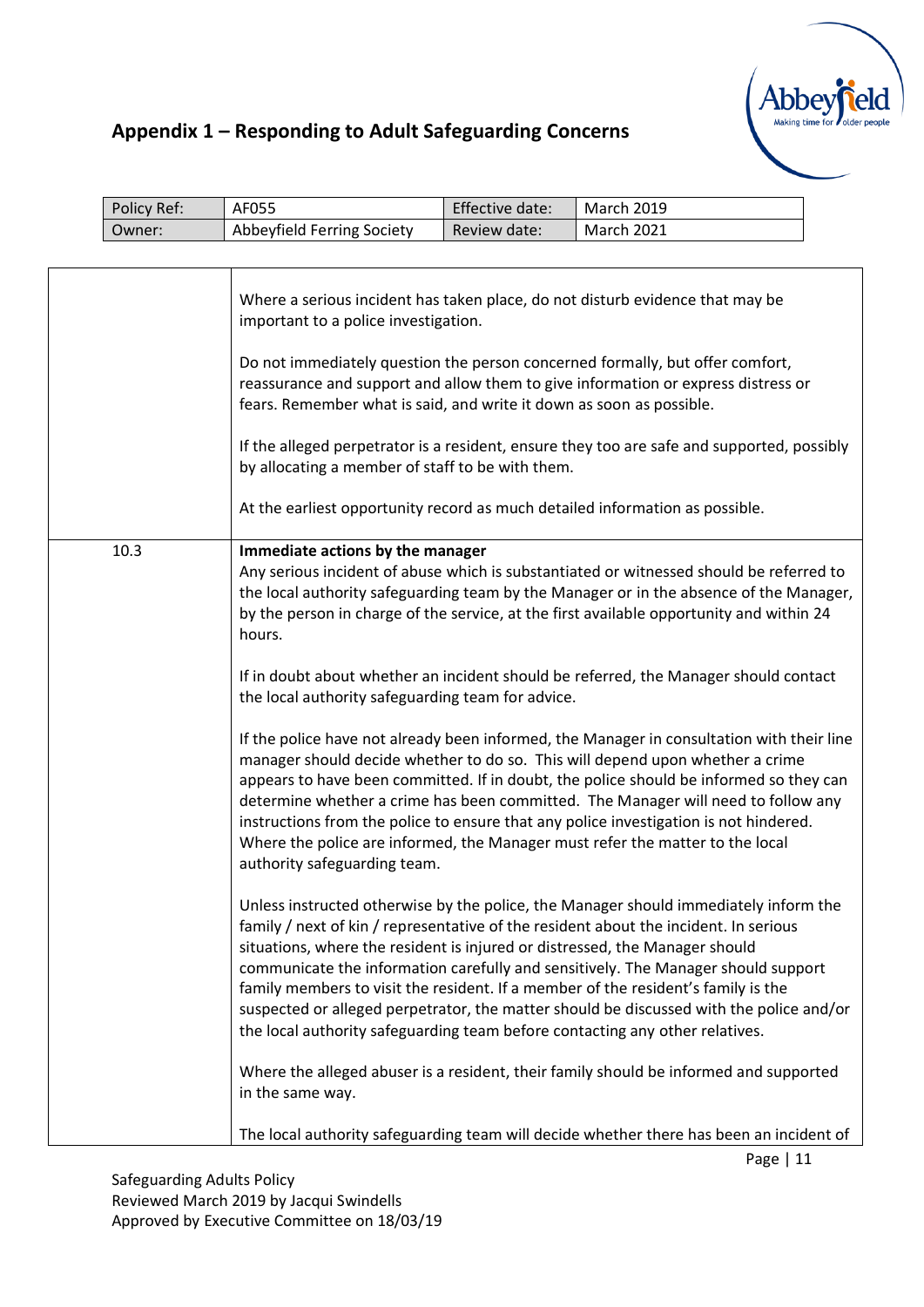## Appendix 1 – Responding to Adult Safeguarding Concerns

| | | | |
|---|---|---|---|
| Policy Ref: | AF055 | Effective date: | March 2019 |
| Owner: | Abbeyfield Ferring Society | Review date: | March 2021 |

| | |
|---|---|
| | Where a serious incident has taken place, do not disturb evidence that may be important to a police investigation.<br><br>Do not immediately question the person concerned formally, but offer comfort, reassurance and support and allow them to give information or express distress or fears. Remember what is said, and write it down as soon as possible.<br><br>If the alleged perpetrator is a resident, ensure they too are safe and supported, possibly by allocating a member of staff to be with them.<br><br>At the earliest opportunity record as much detailed information as possible. |
| 10.3 | **Immediate actions by the manager**<br>Any serious incident of abuse which is substantiated or witnessed should be referred to the local authority safeguarding team by the Manager or in the absence of the Manager, by the person in charge of the service, at the first available opportunity and within 24 hours.<br><br>If in doubt about whether an incident should be referred, the Manager should contact the local authority safeguarding team for advice.<br><br>If the police have not already been informed, the Manager in consultation with their line manager should decide whether to do so. This will depend upon whether a crime appears to have been committed. If in doubt, the police should be informed so they can determine whether a crime has been committed. The Manager will need to follow any instructions from the police to ensure that any police investigation is not hindered. Where the police are informed, the Manager must refer the matter to the local authority safeguarding team.<br><br>Unless instructed otherwise by the police, the Manager should immediately inform the family / next of kin / representative of the resident about the incident. In serious situations, where the resident is injured or distressed, the Manager should communicate the information carefully and sensitively. The Manager should support family members to visit the resident. If a member of the resident's family is the suspected or alleged perpetrator, the matter should be discussed with the police and/or the local authority safeguarding team before contacting any other relatives.<br><br>Where the alleged abuser is a resident, their family should be informed and supported in the same way.<br><br>The local authority safeguarding team will decide whether there has been an incident of |

Safeguarding Adults Policy
Reviewed March 2019 by Jacqui Swindells
Approved by Executive Committee on 18/03/19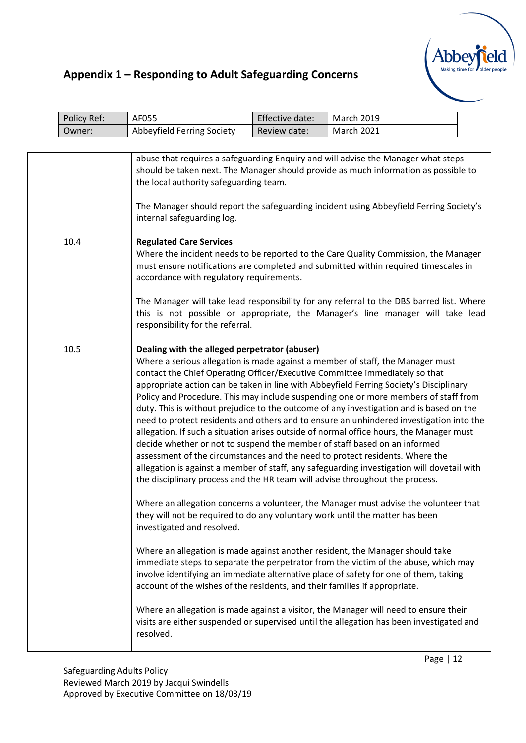| | |
|---|---|
| | abuse that requires a safeguarding Enquiry and will advise the Manager what steps should be taken next. The Manager should provide as much information as possible to the local authority safeguarding team.<br><br>The Manager should report the safeguarding incident using Abbeyfield Ferring Society's internal safeguarding log. |
| 10.4 | **Regulated Care Services**<br>Where the incident needs to be reported to the Care Quality Commission, the Manager must ensure notifications are completed and submitted within required timescales in accordance with regulatory requirements.<br><br>The Manager will take lead responsibility for any referral to the DBS barred list. Where this is not possible or appropriate, the Manager's line manager will take lead responsibility for the referral. |
| 10.5 | **Dealing with the alleged perpetrator (abuser)**<br>Where a serious allegation is made against a member of staff, the Manager must contact the Chief Operating Officer/Executive Committee immediately so that appropriate action can be taken in line with Abbeyfield Ferring Society's Disciplinary Policy and Procedure. This may include suspending one or more members of staff from duty. This is without prejudice to the outcome of any investigation and is based on the need to protect residents and others and to ensure an unhindered investigation into the allegation. If such a situation arises outside of normal office hours, the Manager must decide whether or not to suspend the member of staff based on an informed assessment of the circumstances and the need to protect residents. Where the allegation is against a member of staff, any safeguarding investigation will dovetail with the disciplinary process and the HR team will advise throughout the process.<br><br>Where an allegation concerns a volunteer, the Manager must advise the volunteer that they will not be required to do any voluntary work until the matter has been investigated and resolved.<br><br>Where an allegation is made against another resident, the Manager should take immediate steps to separate the perpetrator from the victim of the abuse, which may involve identifying an immediate alternative place of safety for one of them, taking account of the wishes of the residents, and their families if appropriate.<br><br>Where an allegation is made against a visitor, the Manager will need to ensure their visits are either suspended or supervised until the allegation has been investigated and resolved. |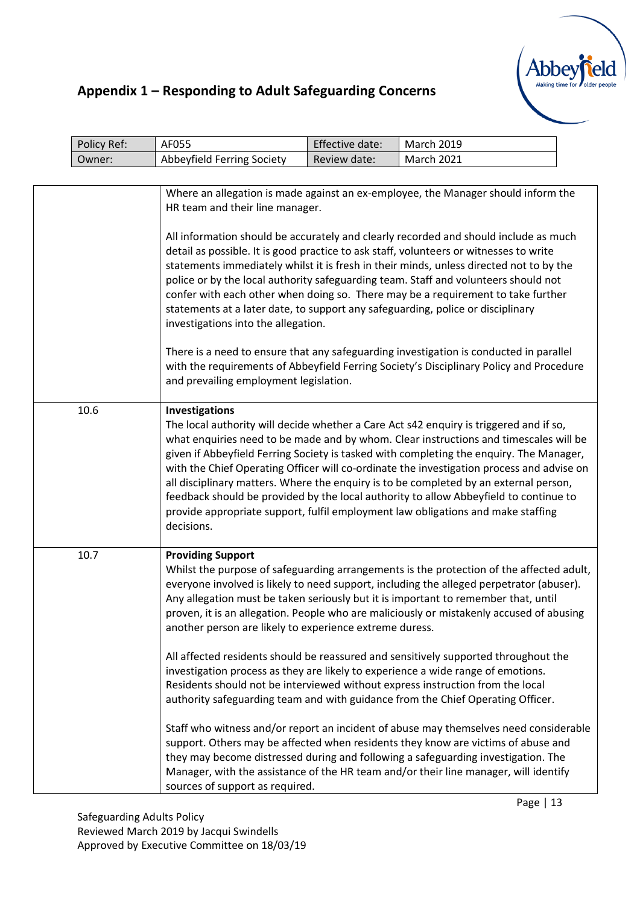## Appendix 1 – Responding to Adult Safeguarding Concerns

| | | | |
|---|---|---|---|
| Policy Ref: | AF055 | Effective date: | March 2019 |
| Owner: | Abbeyfield Ferring Society | Review date: | March 2021 |

| | |
|---|---|
| | Where an allegation is made against an ex-employee, the Manager should inform the HR team and their line manager.<br><br>All information should be accurately and clearly recorded and should include as much detail as possible. It is good practice to ask staff, volunteers or witnesses to write statements immediately whilst it is fresh in their minds, unless directed not to by the police or by the local authority safeguarding team. Staff and volunteers should not confer with each other when doing so. There may be a requirement to take further statements at a later date, to support any safeguarding, police or disciplinary investigations into the allegation.<br><br>There is a need to ensure that any safeguarding investigation is conducted in parallel with the requirements of Abbeyfield Ferring Society's Disciplinary Policy and Procedure and prevailing employment legislation. |
| 10.6 | **Investigations**<br>The local authority will decide whether a Care Act s42 enquiry is triggered and if so, what enquiries need to be made and by whom. Clear instructions and timescales will be given if Abbeyfield Ferring Society is tasked with completing the enquiry. The Manager, with the Chief Operating Officer will co-ordinate the investigation process and advise on all disciplinary matters. Where the enquiry is to be completed by an external person, feedback should be provided by the local authority to allow Abbeyfield to continue to provide appropriate support, fulfil employment law obligations and make staffing decisions. |
| 10.7 | **Providing Support**<br>Whilst the purpose of safeguarding arrangements is the protection of the affected adult, everyone involved is likely to need support, including the alleged perpetrator (abuser). Any allegation must be taken seriously but it is important to remember that, until proven, it is an allegation. People who are maliciously or mistakenly accused of abusing another person are likely to experience extreme duress.<br><br>All affected residents should be reassured and sensitively supported throughout the investigation process as they are likely to experience a wide range of emotions. Residents should not be interviewed without express instruction from the local authority safeguarding team and with guidance from the Chief Operating Officer.<br><br>Staff who witness and/or report an incident of abuse may themselves need considerable support. Others may be affected when residents they know are victims of abuse and they may become distressed during and following a safeguarding investigation. The Manager, with the assistance of the HR team and/or their line manager, will identify sources of support as required. |

Safeguarding Adults Policy
Reviewed March 2019 by Jacqui Swindells
Approved by Executive Committee on 18/03/19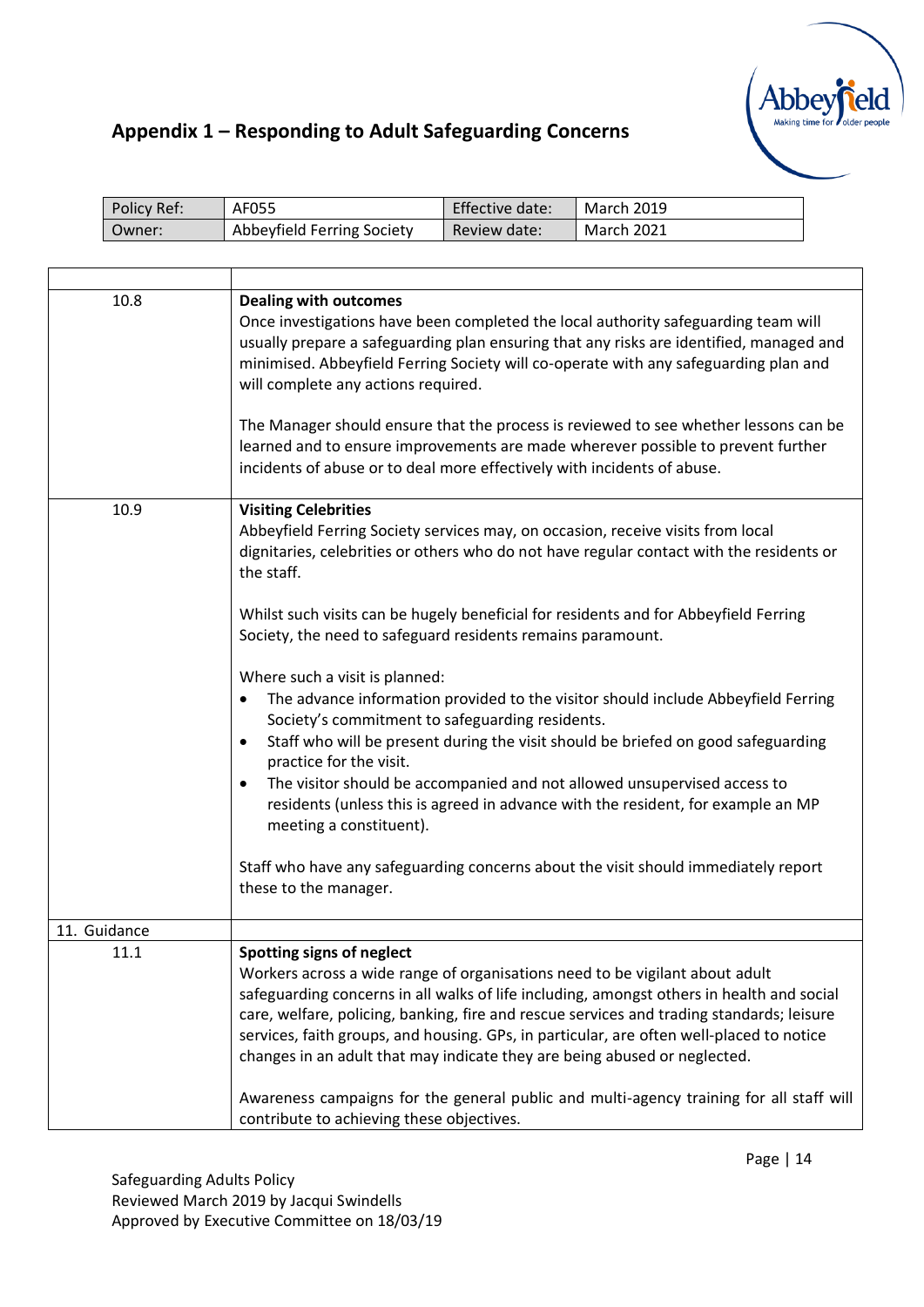## Appendix 1 – Responding to Adult Safeguarding Concerns

| Policy Ref: | AF055 | Effective date: | March 2019 |
|---|---|---|---|
| Owner: | Abbeyfield Ferring Society | Review date: | March 2021 |

| | |
|---|---|
| 10.8 | **Dealing with outcomes**<br>Once investigations have been completed the local authority safeguarding team will usually prepare a safeguarding plan ensuring that any risks are identified, managed and minimised. Abbeyfield Ferring Society will co-operate with any safeguarding plan and will complete any actions required.<br><br>The Manager should ensure that the process is reviewed to see whether lessons can be learned and to ensure improvements are made wherever possible to prevent further incidents of abuse or to deal more effectively with incidents of abuse. |
| 10.9 | **Visiting Celebrities**<br>Abbeyfield Ferring Society services may, on occasion, receive visits from local dignitaries, celebrities or others who do not have regular contact with the residents or the staff.<br><br>Whilst such visits can be hugely beneficial for residents and for Abbeyfield Ferring Society, the need to safeguard residents remains paramount.<br><br>Where such a visit is planned:<br>• The advance information provided to the visitor should include Abbeyfield Ferring Society's commitment to safeguarding residents.<br>• Staff who will be present during the visit should be briefed on good safeguarding practice for the visit.<br>• The visitor should be accompanied and not allowed unsupervised access to residents (unless this is agreed in advance with the resident, for example an MP meeting a constituent).<br><br>Staff who have any safeguarding concerns about the visit should immediately report these to the manager. |
| 11. Guidance | |
| 11.1 | **Spotting signs of neglect**<br>Workers across a wide range of organisations need to be vigilant about adult safeguarding concerns in all walks of life including, amongst others in health and social care, welfare, policing, banking, fire and rescue services and trading standards; leisure services, faith groups, and housing. GPs, in particular, are often well-placed to notice changes in an adult that may indicate they are being abused or neglected.<br><br>Awareness campaigns for the general public and multi-agency training for all staff will contribute to achieving these objectives. |

Safeguarding Adults Policy
Reviewed March 2019 by Jacqui Swindells
Approved by Executive Committee on 18/03/19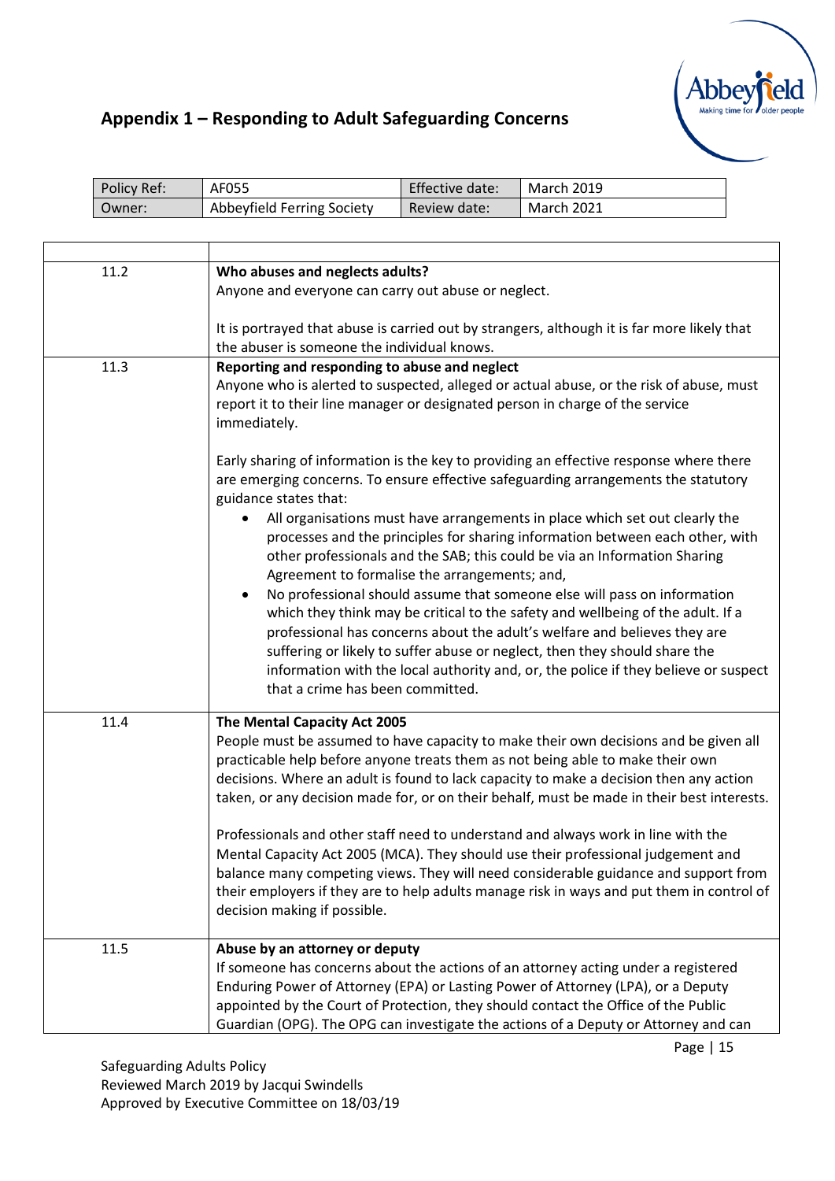## Appendix 1 – Responding to Adult Safeguarding Concerns

| Policy Ref: | AF055 | Effective date: | March 2019 |
|---|---|---|---|
| Owner: | Abbeyfield Ferring Society | Review date: | March 2021 |

| | |
|---|---|
| 11.2 | **Who abuses and neglects adults?**<br>Anyone and everyone can carry out abuse or neglect.<br><br>It is portrayed that abuse is carried out by strangers, although it is far more likely that the abuser is someone the individual knows. |
| 11.3 | **Reporting and responding to abuse and neglect**<br>Anyone who is alerted to suspected, alleged or actual abuse, or the risk of abuse, must report it to their line manager or designated person in charge of the service immediately.<br><br>Early sharing of information is the key to providing an effective response where there are emerging concerns. To ensure effective safeguarding arrangements the statutory guidance states that:<br>• All organisations must have arrangements in place which set out clearly the processes and the principles for sharing information between each other, with other professionals and the SAB; this could be via an Information Sharing Agreement to formalise the arrangements; and,<br>• No professional should assume that someone else will pass on information which they think may be critical to the safety and wellbeing of the adult. If a professional has concerns about the adult's welfare and believes they are suffering or likely to suffer abuse or neglect, then they should share the information with the local authority and, or, the police if they believe or suspect that a crime has been committed. |
| 11.4 | **The Mental Capacity Act 2005**<br>People must be assumed to have capacity to make their own decisions and be given all practicable help before anyone treats them as not being able to make their own decisions. Where an adult is found to lack capacity to make a decision then any action taken, or any decision made for, or on their behalf, must be made in their best interests.<br><br>Professionals and other staff need to understand and always work in line with the Mental Capacity Act 2005 (MCA). They should use their professional judgement and balance many competing views. They will need considerable guidance and support from their employers if they are to help adults manage risk in ways and put them in control of decision making if possible. |
| 11.5 | **Abuse by an attorney or deputy**<br>If someone has concerns about the actions of an attorney acting under a registered Enduring Power of Attorney (EPA) or Lasting Power of Attorney (LPA), or a Deputy appointed by the Court of Protection, they should contact the Office of the Public Guardian (OPG). The OPG can investigate the actions of a Deputy or Attorney and can |

Safeguarding Adults Policy
Reviewed March 2019 by Jacqui Swindells
Approved by Executive Committee on 18/03/19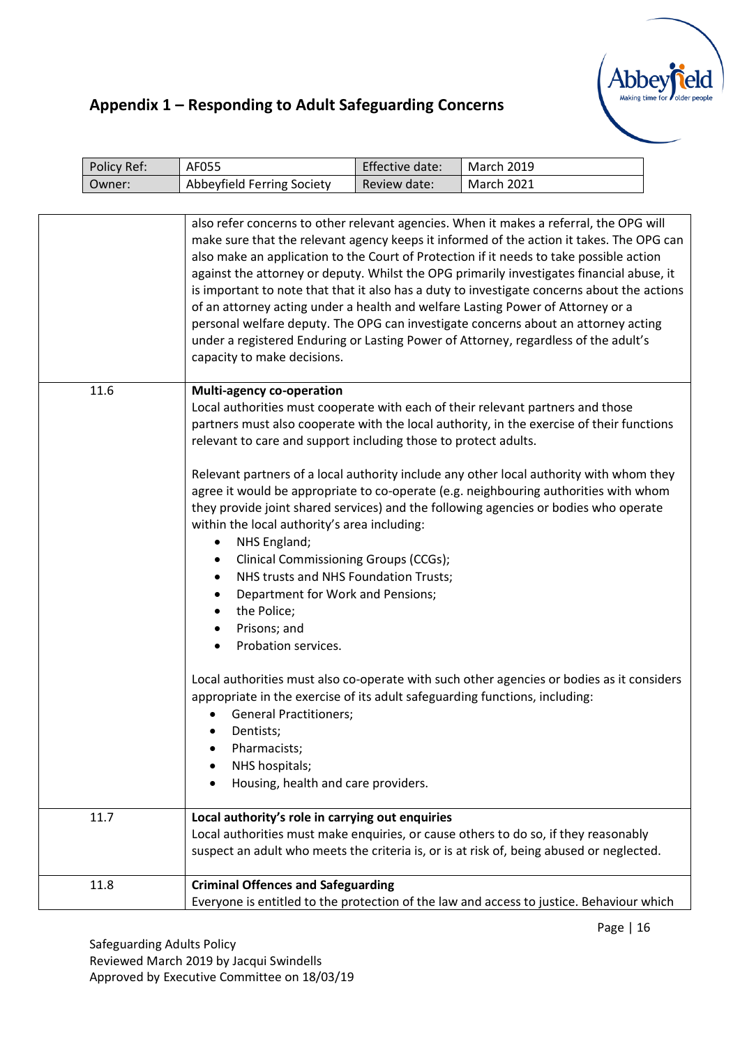## Appendix 1 – Responding to Adult Safeguarding Concerns

| Policy Ref: | AF055 | Effective date: | March 2019 |
|---|---|---|---|
| Owner: | Abbeyfield Ferring Society | Review date: | March 2021 |

| | |
|---|---|
| | also refer concerns to other relevant agencies. When it makes a referral, the OPG will make sure that the relevant agency keeps it informed of the action it takes. The OPG can also make an application to the Court of Protection if it needs to take possible action against the attorney or deputy. Whilst the OPG primarily investigates financial abuse, it is important to note that that it also has a duty to investigate concerns about the actions of an attorney acting under a health and welfare Lasting Power of Attorney or a personal welfare deputy. The OPG can investigate concerns about an attorney acting under a registered Enduring or Lasting Power of Attorney, regardless of the adult's capacity to make decisions. |
| 11.6 | **Multi-agency co-operation**<br>Local authorities must cooperate with each of their relevant partners and those partners must also cooperate with the local authority, in the exercise of their functions relevant to care and support including those to protect adults.<br><br>Relevant partners of a local authority include any other local authority with whom they agree it would be appropriate to co-operate (e.g. neighbouring authorities with whom they provide joint shared services) and the following agencies or bodies who operate within the local authority's area including:<br>• NHS England;<br>• Clinical Commissioning Groups (CCGs);<br>• NHS trusts and NHS Foundation Trusts;<br>• Department for Work and Pensions;<br>• the Police;<br>• Prisons; and<br>• Probation services.<br><br>Local authorities must also co-operate with such other agencies or bodies as it considers appropriate in the exercise of its adult safeguarding functions, including:<br>• General Practitioners;<br>• Dentists;<br>• Pharmacists;<br>• NHS hospitals;<br>• Housing, health and care providers. |
| 11.7 | **Local authority's role in carrying out enquiries**<br>Local authorities must make enquiries, or cause others to do so, if they reasonably suspect an adult who meets the criteria is, or is at risk of, being abused or neglected. |
| 11.8 | **Criminal Offences and Safeguarding**<br>Everyone is entitled to the protection of the law and access to justice. Behaviour which |

Safeguarding Adults Policy
Reviewed March 2019 by Jacqui Swindells
Approved by Executive Committee on 18/03/19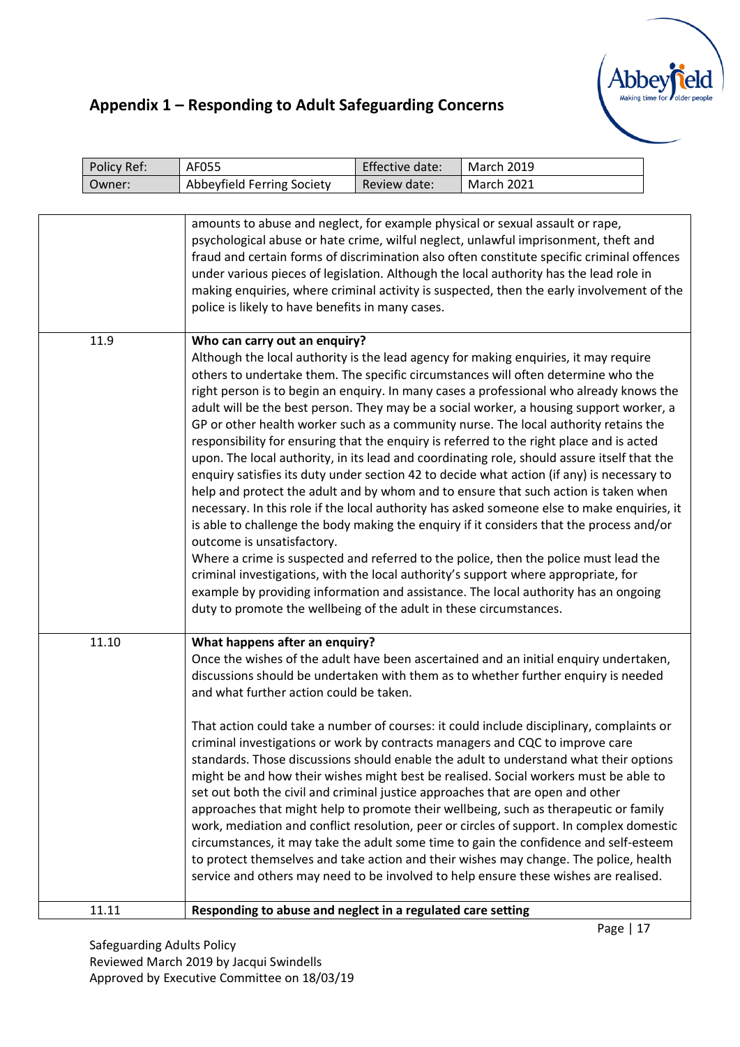## Appendix 1 – Responding to Adult Safeguarding Concerns

| | | | |
|---|---|---|---|
| Policy Ref: | AF055 | Effective date: | March 2019 |
| Owner: | Abbeyfield Ferring Society | Review date: | March 2021 |

| | |
|---|---|
| | amounts to abuse and neglect, for example physical or sexual assault or rape, psychological abuse or hate crime, wilful neglect, unlawful imprisonment, theft and fraud and certain forms of discrimination also often constitute specific criminal offences under various pieces of legislation. Although the local authority has the lead role in making enquiries, where criminal activity is suspected, then the early involvement of the police is likely to have benefits in many cases. |
| 11.9 | **Who can carry out an enquiry?**<br>Although the local authority is the lead agency for making enquiries, it may require others to undertake them. The specific circumstances will often determine who the right person is to begin an enquiry. In many cases a professional who already knows the adult will be the best person. They may be a social worker, a housing support worker, a GP or other health worker such as a community nurse. The local authority retains the responsibility for ensuring that the enquiry is referred to the right place and is acted upon. The local authority, in its lead and coordinating role, should assure itself that the enquiry satisfies its duty under section 42 to decide what action (if any) is necessary to help and protect the adult and by whom and to ensure that such action is taken when necessary. In this role if the local authority has asked someone else to make enquiries, it is able to challenge the body making the enquiry if it considers that the process and/or outcome is unsatisfactory.<br>Where a crime is suspected and referred to the police, then the police must lead the criminal investigations, with the local authority's support where appropriate, for example by providing information and assistance. The local authority has an ongoing duty to promote the wellbeing of the adult in these circumstances. |
| 11.10 | **What happens after an enquiry?**<br>Once the wishes of the adult have been ascertained and an initial enquiry undertaken, discussions should be undertaken with them as to whether further enquiry is needed and what further action could be taken.<br><br>That action could take a number of courses: it could include disciplinary, complaints or criminal investigations or work by contracts managers and CQC to improve care standards. Those discussions should enable the adult to understand what their options might be and how their wishes might best be realised. Social workers must be able to set out both the civil and criminal justice approaches that are open and other approaches that might help to promote their wellbeing, such as therapeutic or family work, mediation and conflict resolution, peer or circles of support. In complex domestic circumstances, it may take the adult some time to gain the confidence and self-esteem to protect themselves and take action and their wishes may change. The police, health service and others may need to be involved to help ensure these wishes are realised. |
| 11.11 | **Responding to abuse and neglect in a regulated care setting** |

Safeguarding Adults Policy
Reviewed March 2019 by Jacqui Swindells
Approved by Executive Committee on 18/03/19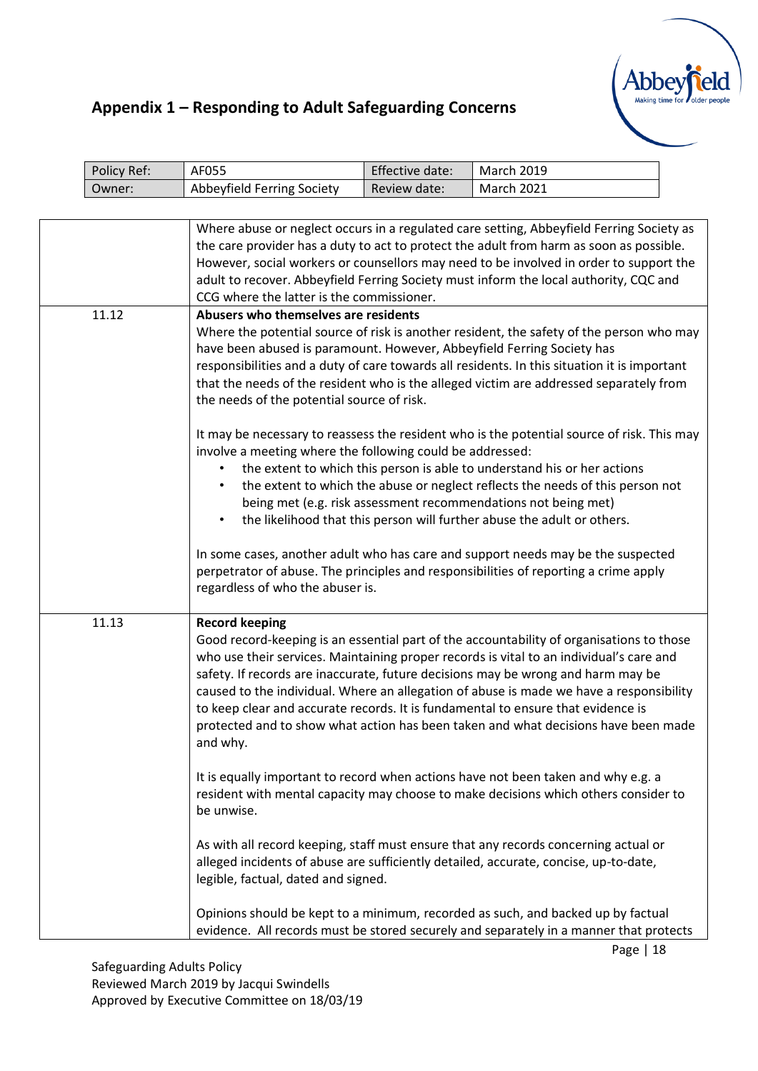## Appendix 1 – Responding to Adult Safeguarding Concerns

| Policy Ref: | AF055 | Effective date: | March 2019 |
|---|---|---|---|
| Owner: | Abbeyfield Ferring Society | Review date: | March 2021 |

| | |
|---|---|
| | Where abuse or neglect occurs in a regulated care setting, Abbeyfield Ferring Society as the care provider has a duty to act to protect the adult from harm as soon as possible. However, social workers or counsellors may need to be involved in order to support the adult to recover. Abbeyfield Ferring Society must inform the local authority, CQC and CCG where the latter is the commissioner. |
| 11.12 | **Abusers who themselves are residents**<br>Where the potential source of risk is another resident, the safety of the person who may have been abused is paramount. However, Abbeyfield Ferring Society has responsibilities and a duty of care towards all residents. In this situation it is important that the needs of the resident who is the alleged victim are addressed separately from the needs of the potential source of risk.<br><br>It may be necessary to reassess the resident who is the potential source of risk. This may involve a meeting where the following could be addressed:<br>• the extent to which this person is able to understand his or her actions<br>• the extent to which the abuse or neglect reflects the needs of this person not being met (e.g. risk assessment recommendations not being met)<br>• the likelihood that this person will further abuse the adult or others.<br><br>In some cases, another adult who has care and support needs may be the suspected perpetrator of abuse. The principles and responsibilities of reporting a crime apply regardless of who the abuser is. |
| 11.13 | **Record keeping**<br>Good record-keeping is an essential part of the accountability of organisations to those who use their services. Maintaining proper records is vital to an individual's care and safety. If records are inaccurate, future decisions may be wrong and harm may be caused to the individual. Where an allegation of abuse is made we have a responsibility to keep clear and accurate records. It is fundamental to ensure that evidence is protected and to show what action has been taken and what decisions have been made and why.<br><br>It is equally important to record when actions have not been taken and why e.g. a resident with mental capacity may choose to make decisions which others consider to be unwise.<br><br>As with all record keeping, staff must ensure that any records concerning actual or alleged incidents of abuse are sufficiently detailed, accurate, concise, up-to-date, legible, factual, dated and signed.<br><br>Opinions should be kept to a minimum, recorded as such, and backed up by factual evidence. All records must be stored securely and separately in a manner that protects |

Safeguarding Adults Policy
Reviewed March 2019 by Jacqui Swindells
Approved by Executive Committee on 18/03/19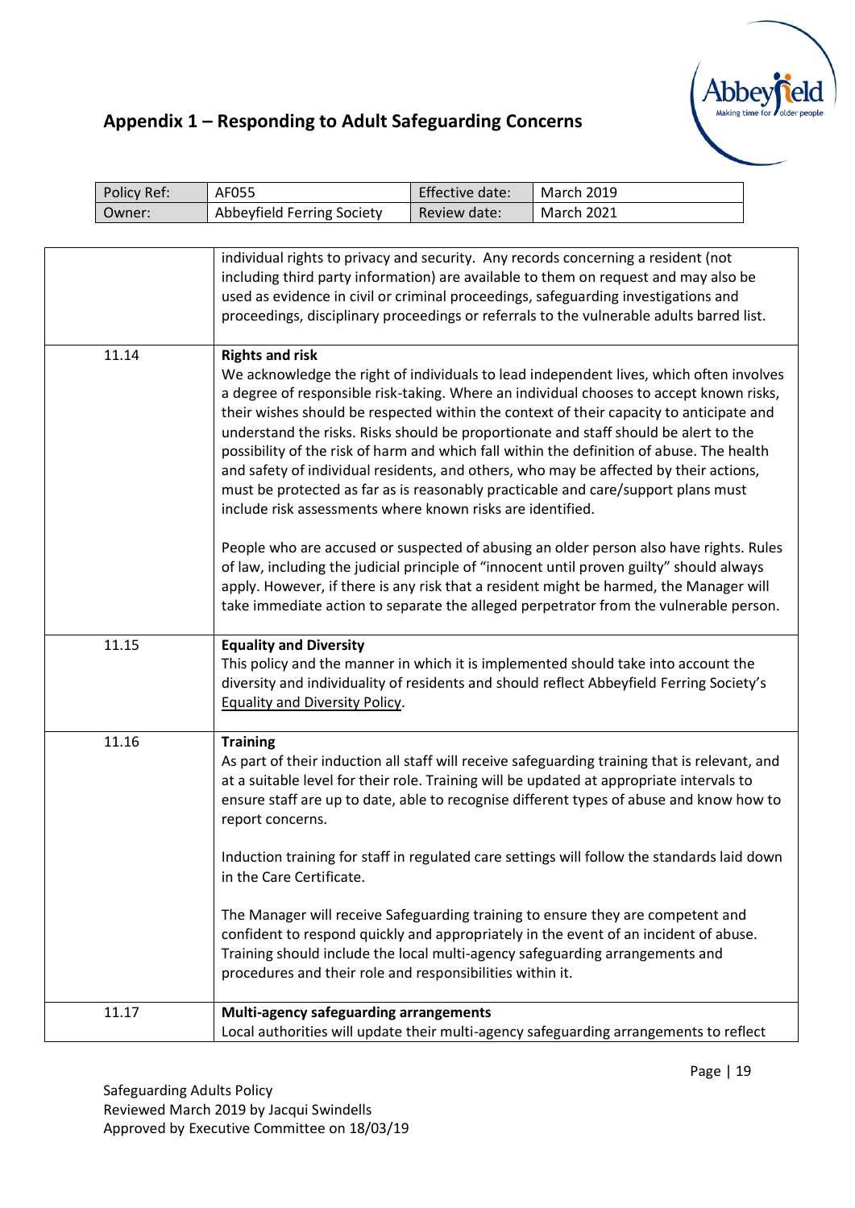## Appendix 1 – Responding to Adult Safeguarding Concerns

| | | | |
|---|---|---|---|
| Policy Ref: | AF055 | Effective date: | March 2019 |
| Owner: | Abbeyfield Ferring Society | Review date: | March 2021 |

| | |
|---|---|
| | individual rights to privacy and security. Any records concerning a resident (not including third party information) are available to them on request and may also be used as evidence in civil or criminal proceedings, safeguarding investigations and proceedings, disciplinary proceedings or referrals to the vulnerable adults barred list. |
| 11.14 | **Rights and risk**<br>We acknowledge the right of individuals to lead independent lives, which often involves a degree of responsible risk-taking. Where an individual chooses to accept known risks, their wishes should be respected within the context of their capacity to anticipate and understand the risks. Risks should be proportionate and staff should be alert to the possibility of the risk of harm and which fall within the definition of abuse. The health and safety of individual residents, and others, who may be affected by their actions, must be protected as far as is reasonably practicable and care/support plans must include risk assessments where known risks are identified.<br><br>People who are accused or suspected of abusing an older person also have rights. Rules of law, including the judicial principle of "innocent until proven guilty" should always apply. However, if there is any risk that a resident might be harmed, the Manager will take immediate action to separate the alleged perpetrator from the vulnerable person. |
| 11.15 | **Equality and Diversity**<br>This policy and the manner in which it is implemented should take into account the diversity and individuality of residents and should reflect Abbeyfield Ferring Society's Equality and Diversity Policy. |
| 11.16 | **Training**<br>As part of their induction all staff will receive safeguarding training that is relevant, and at a suitable level for their role. Training will be updated at appropriate intervals to ensure staff are up to date, able to recognise different types of abuse and know how to report concerns.<br><br>Induction training for staff in regulated care settings will follow the standards laid down in the Care Certificate.<br><br>The Manager will receive Safeguarding training to ensure they are competent and confident to respond quickly and appropriately in the event of an incident of abuse. Training should include the local multi-agency safeguarding arrangements and procedures and their role and responsibilities within it. |
| 11.17 | **Multi-agency safeguarding arrangements**<br>Local authorities will update their multi-agency safeguarding arrangements to reflect |

Safeguarding Adults Policy
Reviewed March 2019 by Jacqui Swindells
Approved by Executive Committee on 18/03/19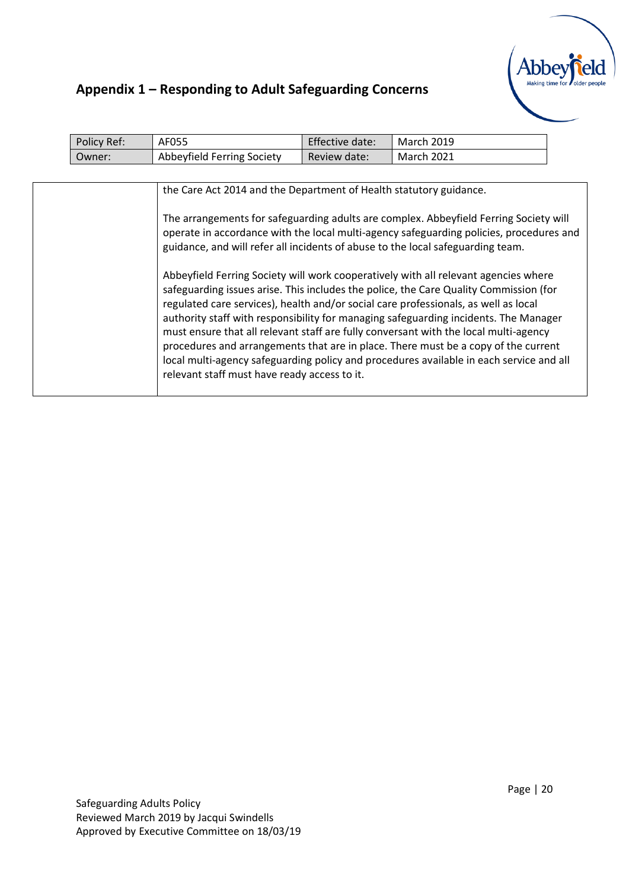## Appendix 1 – Responding to Adult Safeguarding Concerns

| | | | |
|---|---|---|---|
| Policy Ref: | AF055 | Effective date: | March 2019 |
| Owner: | Abbeyfield Ferring Society | Review date: | March 2021 |

| | |
|---|---|
| | the Care Act 2014 and the Department of Health statutory guidance.<br><br>The arrangements for safeguarding adults are complex. Abbeyfield Ferring Society will operate in accordance with the local multi-agency safeguarding policies, procedures and guidance, and will refer all incidents of abuse to the local safeguarding team.<br><br>Abbeyfield Ferring Society will work cooperatively with all relevant agencies where safeguarding issues arise. This includes the police, the Care Quality Commission (for regulated care services), health and/or social care professionals, as well as local authority staff with responsibility for managing safeguarding incidents. The Manager must ensure that all relevant staff are fully conversant with the local multi-agency procedures and arrangements that are in place. There must be a copy of the current local multi-agency safeguarding policy and procedures available in each service and all relevant staff must have ready access to it. |

Safeguarding Adults Policy
Reviewed March 2019 by Jacqui Swindells
Approved by Executive Committee on 18/03/19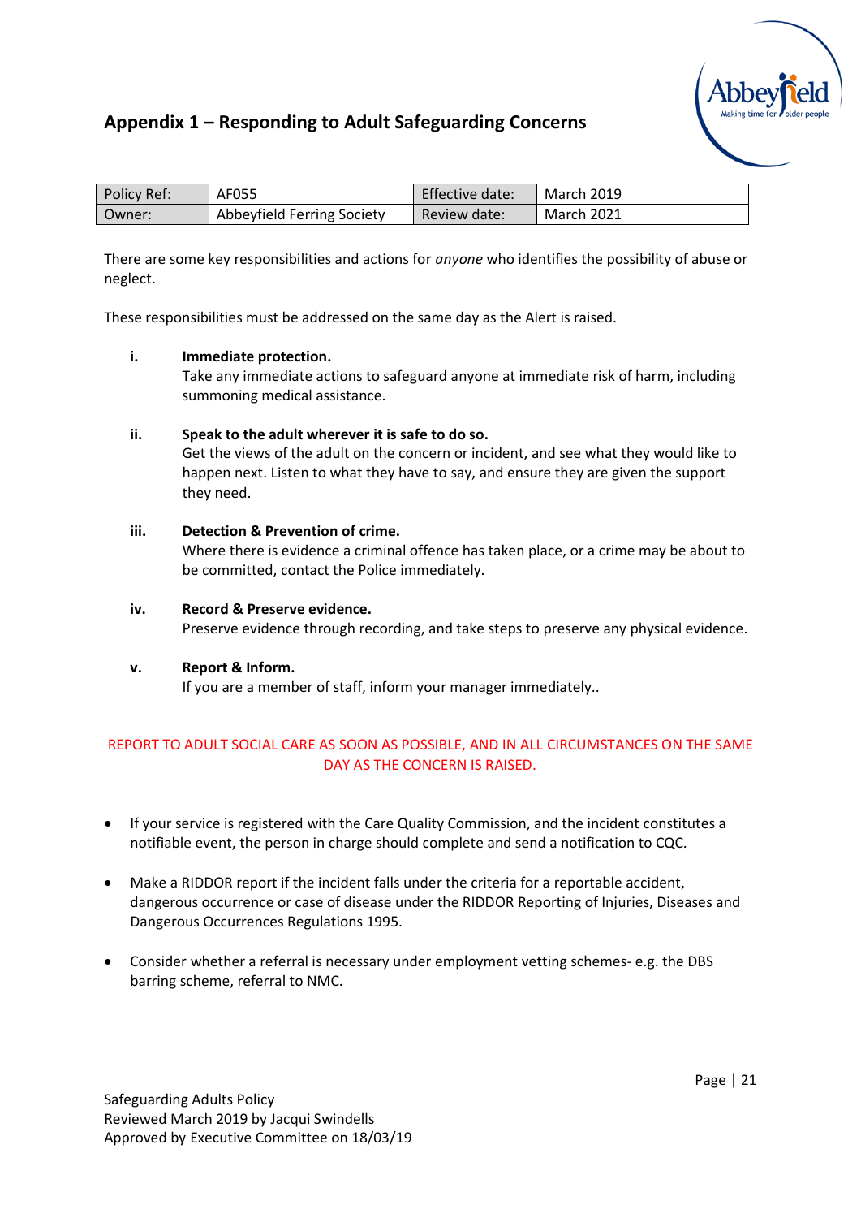## Appendix 1 – Responding to Adult Safeguarding Concerns

| | | | |
|---|---|---|---|
| Policy Ref: | AF055 | Effective date: | March 2019 |
| Owner: | Abbeyfield Ferring Society | Review date: | March 2021 |

There are some key responsibilities and actions for *anyone* who identifies the possibility of abuse or neglect.

These responsibilities must be addressed on the same day as the Alert is raised.

i. **Immediate protection.**
Take any immediate actions to safeguard anyone at immediate risk of harm, including summoning medical assistance.

ii. **Speak to the adult wherever it is safe to do so.**
Get the views of the adult on the concern or incident, and see what they would like to happen next. Listen to what they have to say, and ensure they are given the support they need.

iii. **Detection & Prevention of crime.**
Where there is evidence a criminal offence has taken place, or a crime may be about to be committed, contact the Police immediately.

iv. **Record & Preserve evidence.**
Preserve evidence through recording, and take steps to preserve any physical evidence.

v. **Report & Inform.**
If you are a member of staff, inform your manager immediately..

REPORT TO ADULT SOCIAL CARE AS SOON AS POSSIBLE, AND IN ALL CIRCUMSTANCES ON THE SAME DAY AS THE CONCERN IS RAISED.

- If your service is registered with the Care Quality Commission, and the incident constitutes a notifiable event, the person in charge should complete and send a notification to CQC.
- Make a RIDDOR report if the incident falls under the criteria for a reportable accident, dangerous occurrence or case of disease under the RIDDOR Reporting of Injuries, Diseases and Dangerous Occurrences Regulations 1995.
- Consider whether a referral is necessary under employment vetting schemes- e.g. the DBS barring scheme, referral to NMC.

Safeguarding Adults Policy
Reviewed March 2019 by Jacqui Swindells
Approved by Executive Committee on 18/03/19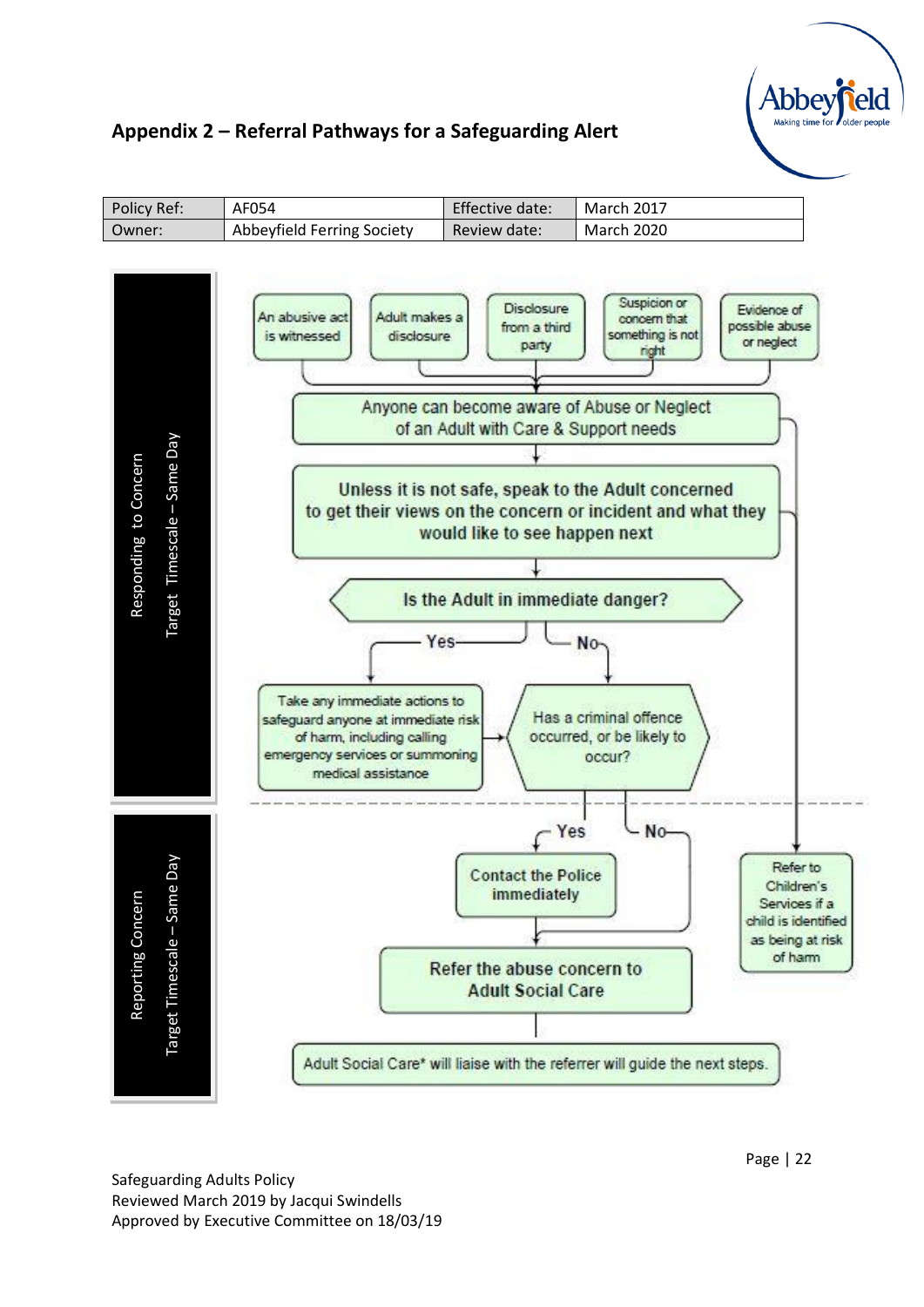## Appendix 2 – Referral Pathways for a Safeguarding Alert

| Policy Ref: | AF054 | Effective date: | March 2017 |
|---|---|---|---|
| Owner: | Abbeyfield Ferring Society | Review date: | March 2020 |

**Responding to Concern**
Target Timescale – Same Day

- An abusive act is witnessed
- Adult makes a disclosure
- Disclosure from a third party
- Suspicion or concern that something is not right
- Evidence of possible abuse or neglect

Anyone can become aware of Abuse or Neglect of an Adult with Care & Support needs

Unless it is not safe, speak to the Adult concerned to get their views on the concern or incident and what they would like to see happen next

Is the Adult in immediate danger?

- Yes → Take any immediate actions to safeguard anyone at immediate risk of harm, including calling emergency services or summoning medical assistance → Has a criminal offence occurred, or be likely to occur?
- No → Has a criminal offence occurred, or be likely to occur?

**Reporting Concern**
Target Timescale – Same Day

Has a criminal offence occurred, or be likely to occur?

- Yes → Contact the Police immediately → Refer the abuse concern to Adult Social Care
- No → Refer the abuse concern to Adult Social Care

Refer to Children's Services if a child is identified as being at risk of harm

Adult Social Care* will liaise with the referrer will guide the next steps.

Safeguarding Adults Policy
Reviewed March 2019 by Jacqui Swindells
Approved by Executive Committee on 18/03/19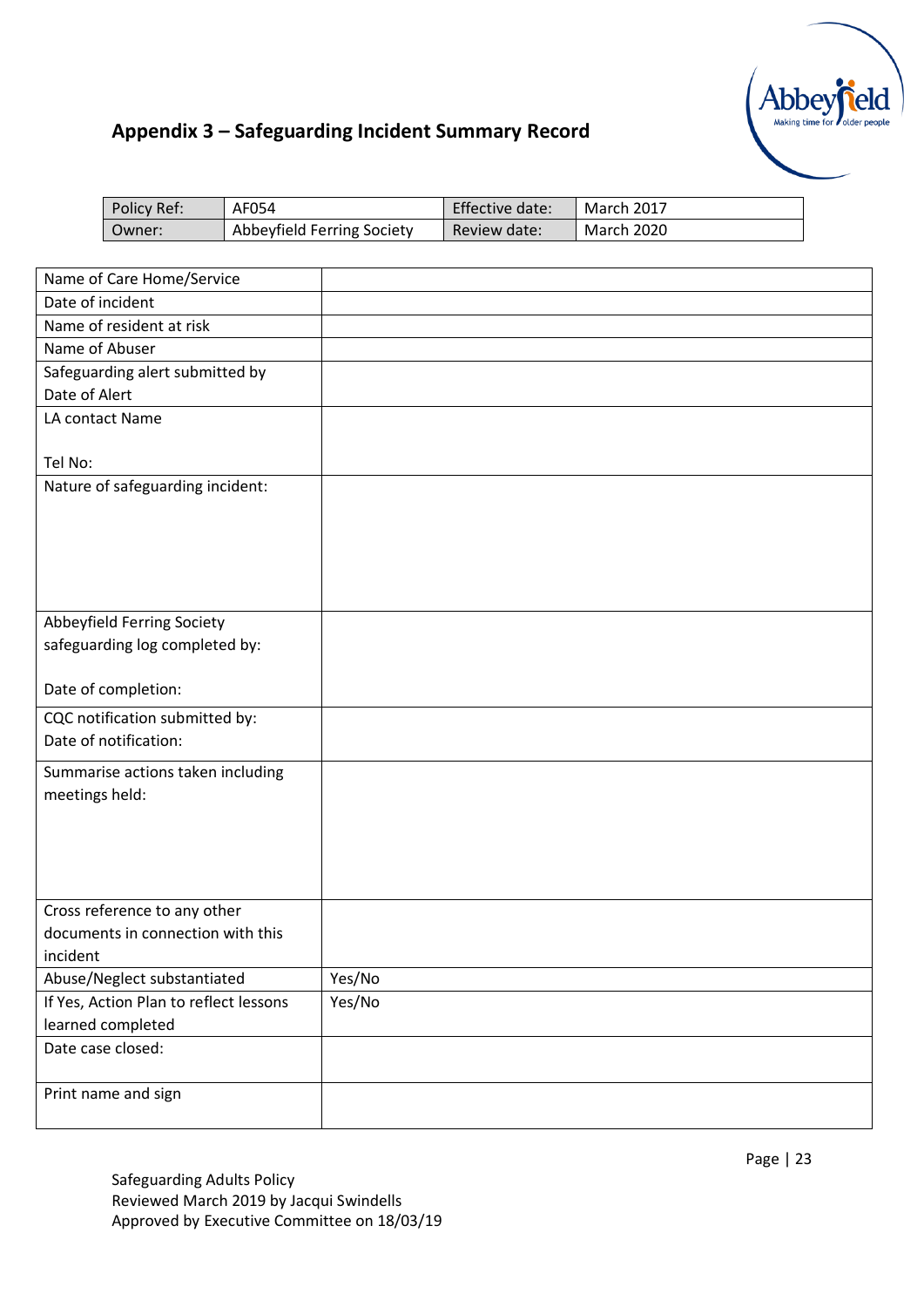## Appendix 3 – Safeguarding Incident Summary Record

| | | | |
|---|---|---|---|
| Policy Ref: | AF054 | Effective date: | March 2017 |
| Owner: | Abbeyfield Ferring Society | Review date: | March 2020 |

| | |
|---|---|
| Name of Care Home/Service | |
| Date of incident | |
| Name of resident at risk | |
| Name of Abuser | |
| Safeguarding alert submitted by<br>Date of Alert | |
| LA contact Name<br><br>Tel No: | |
| Nature of safeguarding incident: | |
| Abbeyfield Ferring Society safeguarding log completed by:<br><br>Date of completion: | |
| CQC notification submitted by:<br>Date of notification: | |
| Summarise actions taken including meetings held: | |
| Cross reference to any other documents in connection with this incident | |
| Abuse/Neglect substantiated | Yes/No |
| If Yes, Action Plan to reflect lessons learned completed | Yes/No |
| Date case closed: | |
| Print name and sign | |

Safeguarding Adults Policy
Reviewed March 2019 by Jacqui Swindells
Approved by Executive Committee on 18/03/19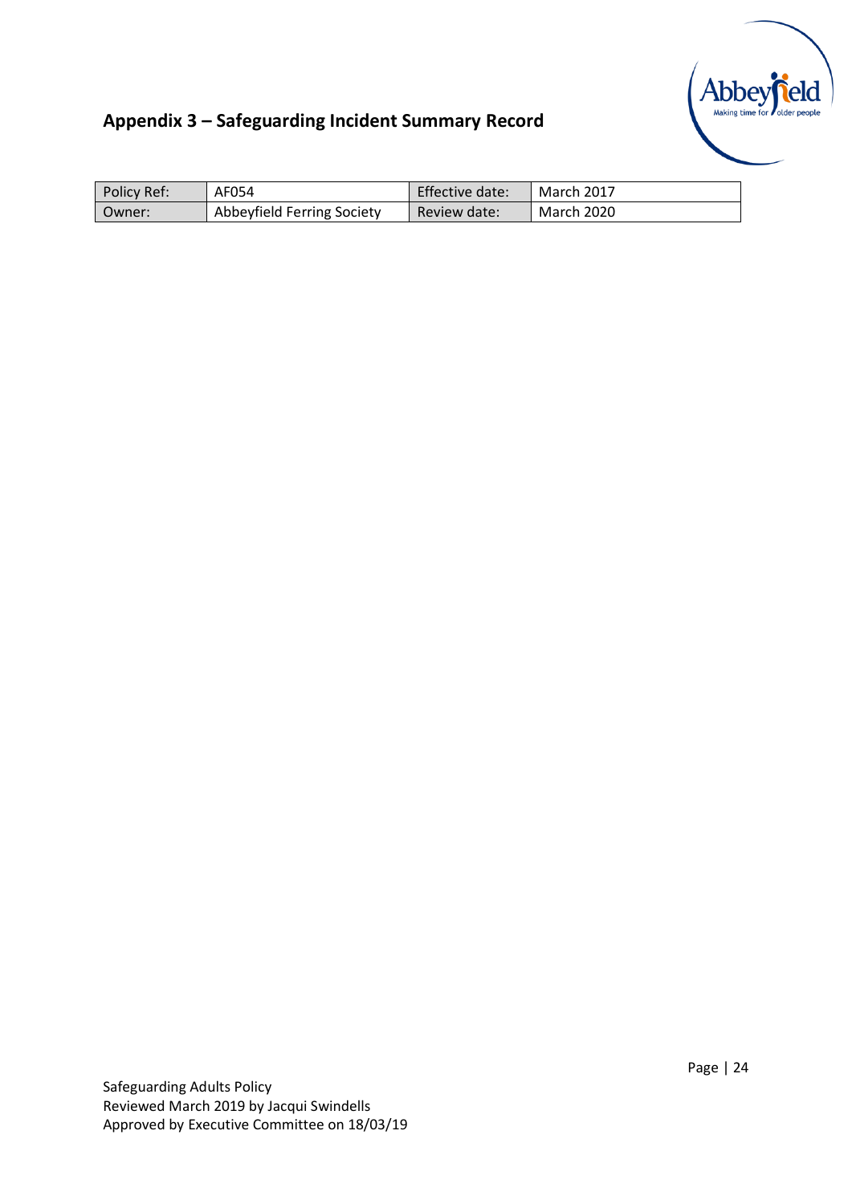## Appendix 3 – Safeguarding Incident Summary Record

| | | | |
|---|---|---|---|
| Policy Ref: | AF054 | Effective date: | March 2017 |
| Owner: | Abbeyfield Ferring Society | Review date: | March 2020 |

Safeguarding Adults Policy
Reviewed March 2019 by Jacqui Swindells
Approved by Executive Committee on 18/03/19